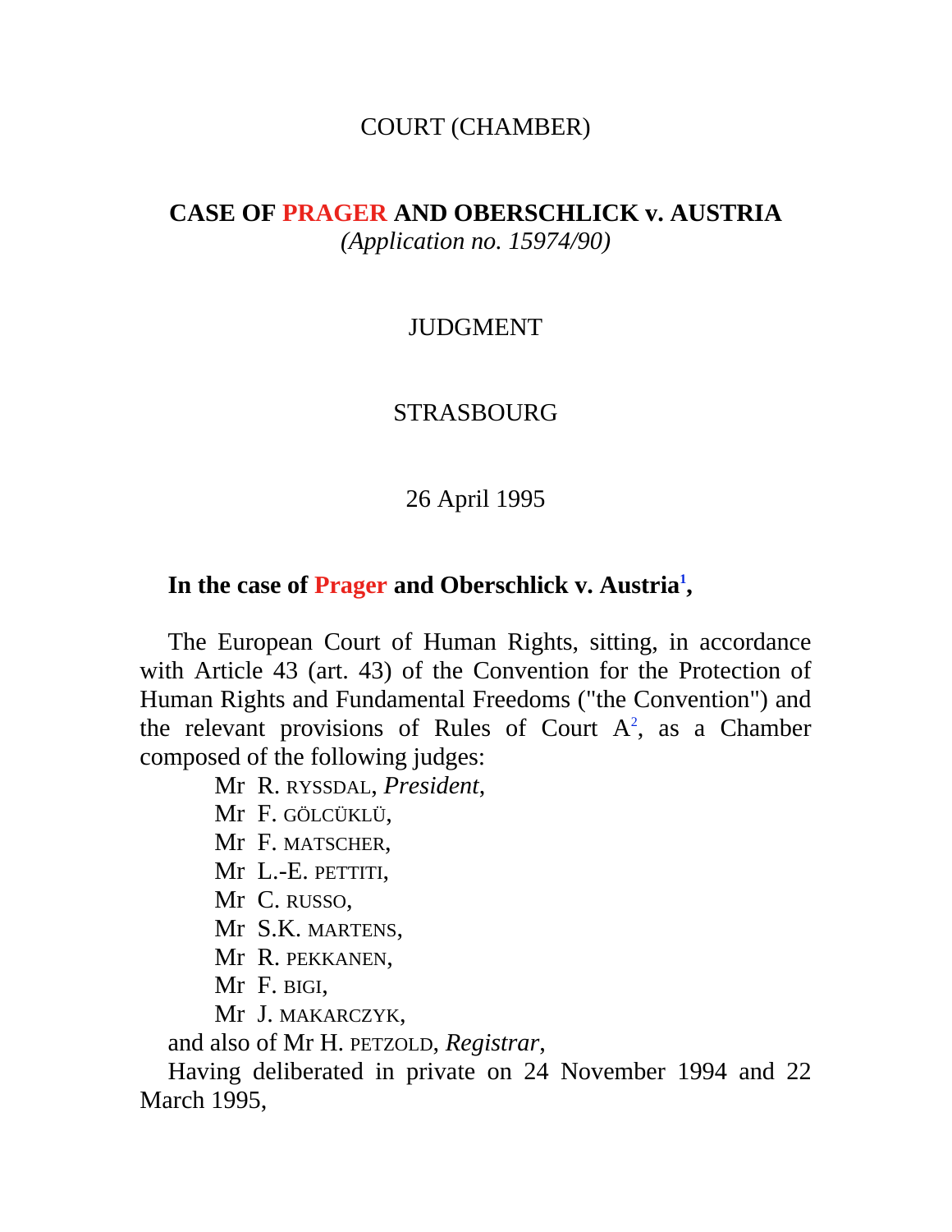COURT (CHAMBER)

# CASE OF PRAGER AND OBERSCHLICK v. AUSTRIA

*(Application no. 15974/90)*

JUDGMENT

STRASBOURG

26 April 1995

## In the case of Prager and Oberschlick v. Austria[1],

The European Court of Human Rights, sitting, in accordance with Article 43 (art. 43) of the Convention for the Protection of Human Rights and Fundamental Freedoms ("the Convention") and the relevant provisions of Rules of Court A[2], as a Chamber composed of the following judges:

Mr R. RYSSDAL, *President*,
Mr F. GÖLCÜKLÜ,
Mr F. MATSCHER,
Mr L.-E. PETTITI,
Mr C. RUSSO,
Mr S.K. MARTENS,
Mr R. PEKKANEN,
Mr F. BIGI,
Mr J. MAKARCZYK,

and also of Mr H. PETZOLD, *Registrar*,

Having deliberated in private on 24 November 1994 and 22 March 1995,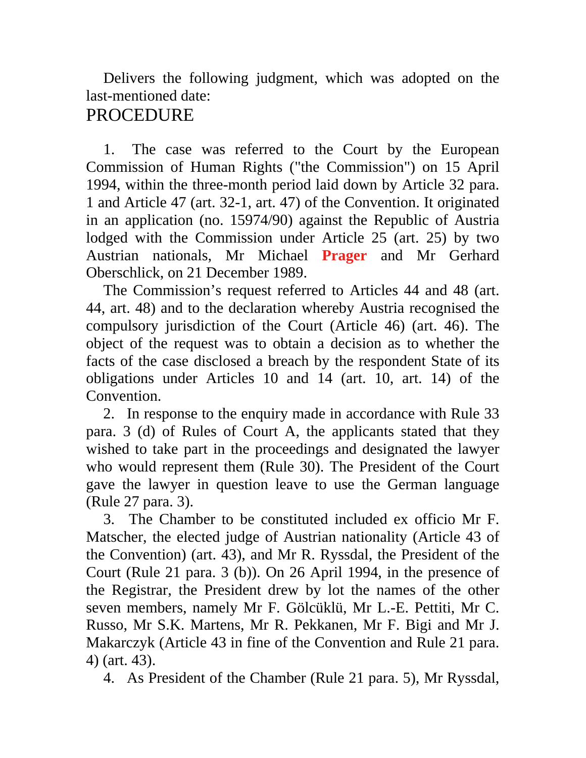Delivers the following judgment, which was adopted on the last-mentioned date:

# PROCEDURE

1. The case was referred to the Court by the European Commission of Human Rights ("the Commission") on 15 April 1994, within the three-month period laid down by Article 32 para. 1 and Article 47 (art. 32-1, art. 47) of the Convention. It originated in an application (no. 15974/90) against the Republic of Austria lodged with the Commission under Article 25 (art. 25) by two Austrian nationals, Mr Michael **Prager** and Mr Gerhard Oberschlick, on 21 December 1989.

The Commission's request referred to Articles 44 and 48 (art. 44, art. 48) and to the declaration whereby Austria recognised the compulsory jurisdiction of the Court (Article 46) (art. 46). The object of the request was to obtain a decision as to whether the facts of the case disclosed a breach by the respondent State of its obligations under Articles 10 and 14 (art. 10, art. 14) of the Convention.

2. In response to the enquiry made in accordance with Rule 33 para. 3 (d) of Rules of Court A, the applicants stated that they wished to take part in the proceedings and designated the lawyer who would represent them (Rule 30). The President of the Court gave the lawyer in question leave to use the German language (Rule 27 para. 3).

3. The Chamber to be constituted included ex officio Mr F. Matscher, the elected judge of Austrian nationality (Article 43 of the Convention) (art. 43), and Mr R. Ryssdal, the President of the Court (Rule 21 para. 3 (b)). On 26 April 1994, in the presence of the Registrar, the President drew by lot the names of the other seven members, namely Mr F. Gölcüklü, Mr L.-E. Pettiti, Mr C. Russo, Mr S.K. Martens, Mr R. Pekkanen, Mr F. Bigi and Mr J. Makarczyk (Article 43 in fine of the Convention and Rule 21 para. 4) (art. 43).

4. As President of the Chamber (Rule 21 para. 5), Mr Ryssdal,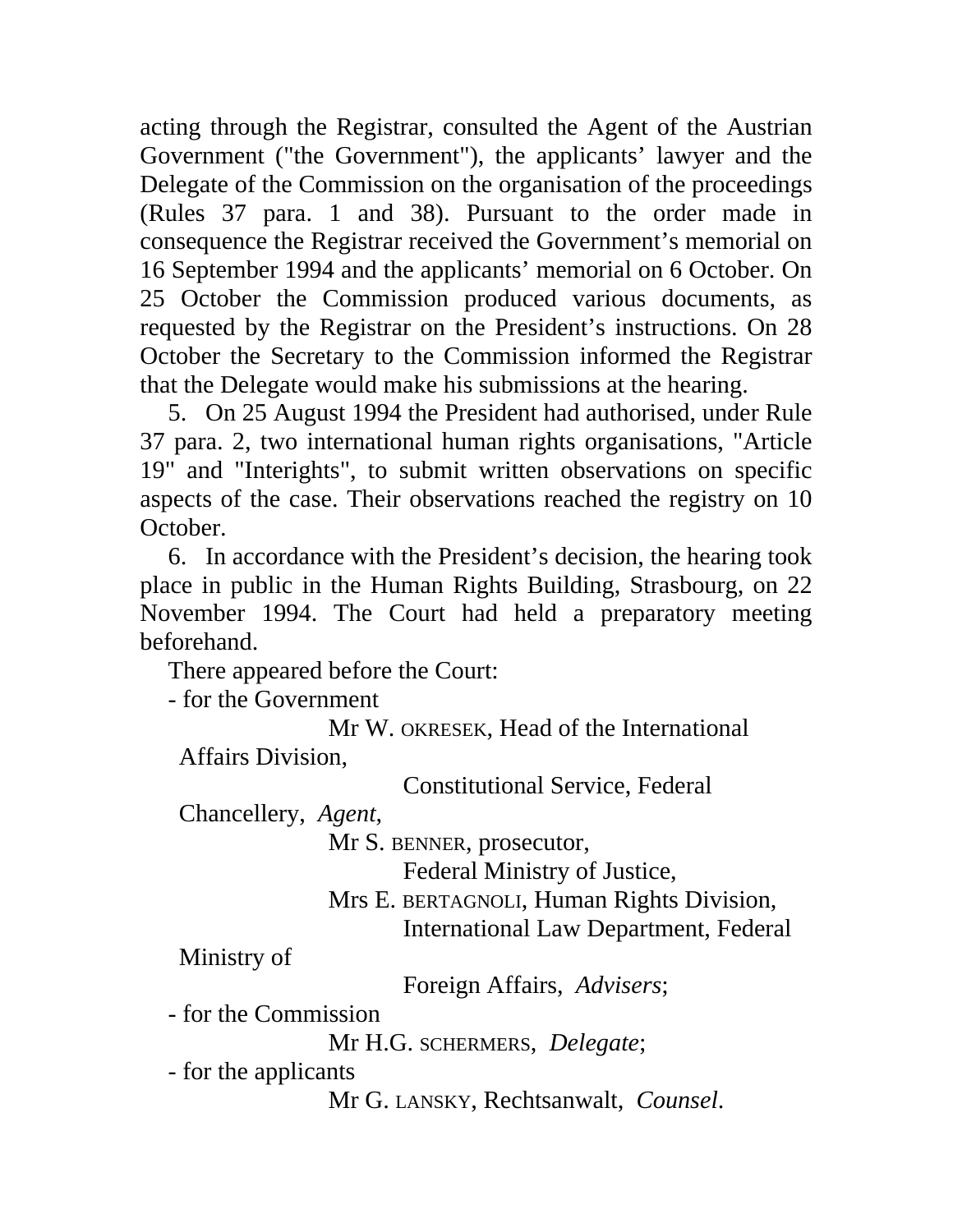acting through the Registrar, consulted the Agent of the Austrian Government ("the Government"), the applicants' lawyer and the Delegate of the Commission on the organisation of the proceedings (Rules 37 para. 1 and 38). Pursuant to the order made in consequence the Registrar received the Government's memorial on 16 September 1994 and the applicants' memorial on 6 October. On 25 October the Commission produced various documents, as requested by the Registrar on the President's instructions. On 28 October the Secretary to the Commission informed the Registrar that the Delegate would make his submissions at the hearing.

5. On 25 August 1994 the President had authorised, under Rule 37 para. 2, two international human rights organisations, "Article 19" and "Interights", to submit written observations on specific aspects of the case. Their observations reached the registry on 10 October.

6. In accordance with the President's decision, the hearing took place in public in the Human Rights Building, Strasbourg, on 22 November 1994. The Court had held a preparatory meeting beforehand.

There appeared before the Court:

- for the Government

Mr W. OKRESEK, Head of the International Affairs Division,
Constitutional Service, Federal Chancellery, *Agent*,

Mr S. BENNER, prosecutor,
Federal Ministry of Justice,

Mrs E. BERTAGNOLI, Human Rights Division,
International Law Department, Federal Ministry of
Foreign Affairs, *Advisers*;

- for the Commission

Mr H.G. SCHERMERS, *Delegate*;

- for the applicants

Mr G. LANSKY, Rechtsanwalt, *Counsel*.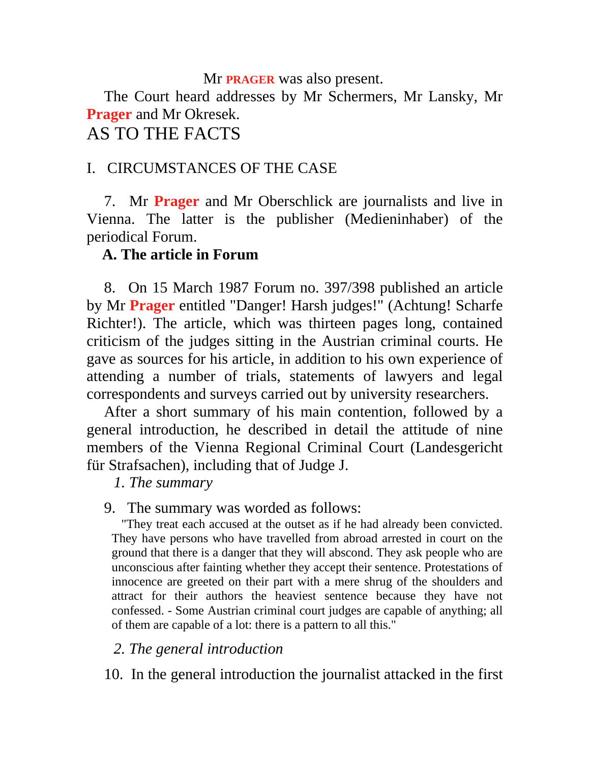Mr PRAGER was also present.

The Court heard addresses by Mr Schermers, Mr Lansky, Mr Prager and Mr Okresek.

# AS TO THE FACTS

## I. CIRCUMSTANCES OF THE CASE

7. Mr Prager and Mr Oberschlick are journalists and live in Vienna. The latter is the publisher (Medieninhaber) of the periodical Forum.

### A. The article in Forum

8. On 15 March 1987 Forum no. 397/398 published an article by Mr Prager entitled "Danger! Harsh judges!" (Achtung! Scharfe Richter!). The article, which was thirteen pages long, contained criticism of the judges sitting in the Austrian criminal courts. He gave as sources for his article, in addition to his own experience of attending a number of trials, statements of lawyers and legal correspondents and surveys carried out by university researchers.

After a short summary of his main contention, followed by a general introduction, he described in detail the attitude of nine members of the Vienna Regional Criminal Court (Landesgericht für Strafsachen), including that of Judge J.

#### *1. The summary*

9. The summary was worded as follows:

> "They treat each accused at the outset as if he had already been convicted. They have persons who have travelled from abroad arrested in court on the ground that there is a danger that they will abscond. They ask people who are unconscious after fainting whether they accept their sentence. Protestations of innocence are greeted on their part with a mere shrug of the shoulders and attract for their authors the heaviest sentence because they have not confessed. - Some Austrian criminal court judges are capable of anything; all of them are capable of a lot: there is a pattern to all this."

#### *2. The general introduction*

10. In the general introduction the journalist attacked in the first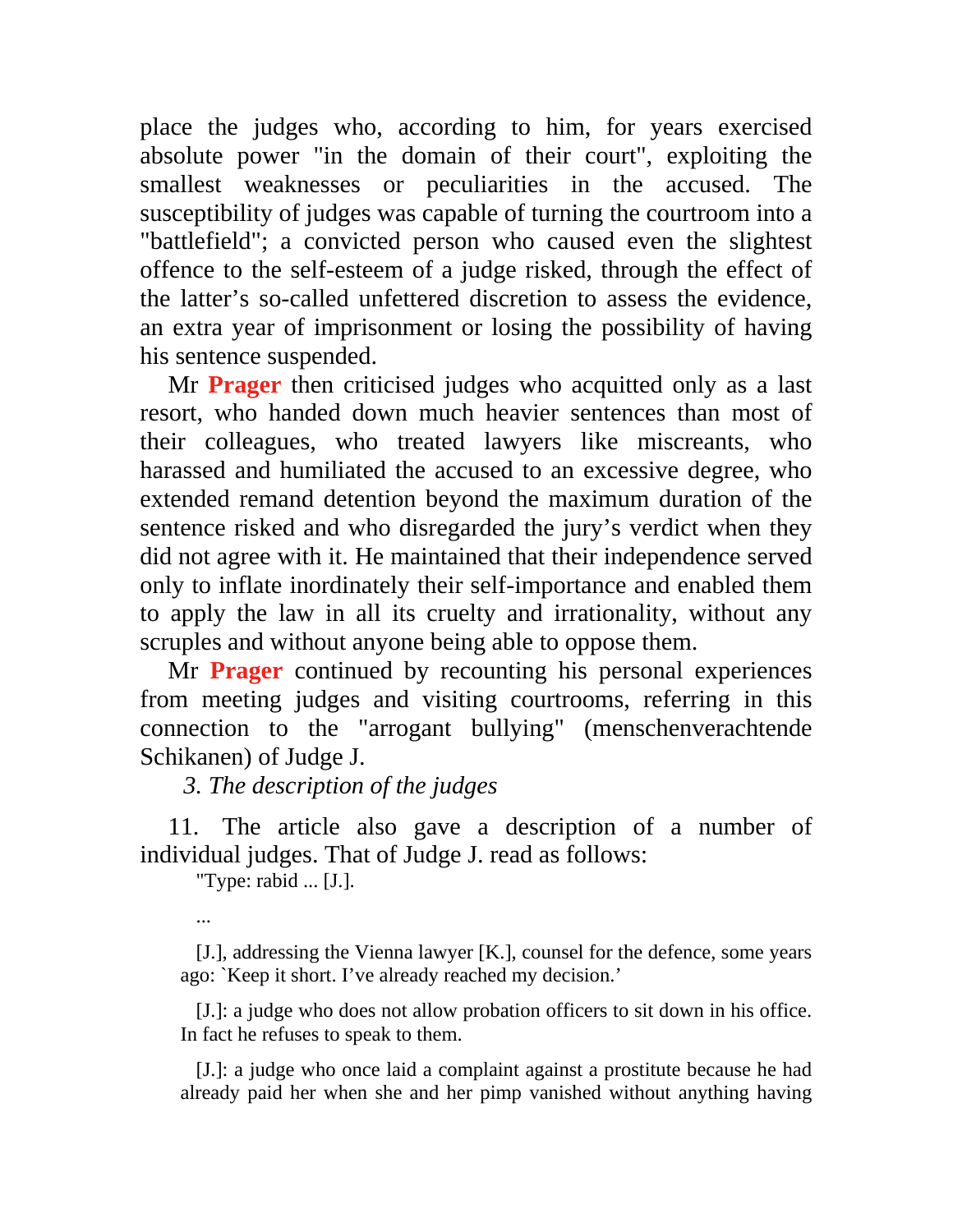place the judges who, according to him, for years exercised absolute power "in the domain of their court", exploiting the smallest weaknesses or peculiarities in the accused. The susceptibility of judges was capable of turning the courtroom into a "battlefield"; a convicted person who caused even the slightest offence to the self-esteem of a judge risked, through the effect of the latter's so-called unfettered discretion to assess the evidence, an extra year of imprisonment or losing the possibility of having his sentence suspended.

Mr **Prager** then criticised judges who acquitted only as a last resort, who handed down much heavier sentences than most of their colleagues, who treated lawyers like miscreants, who harassed and humiliated the accused to an excessive degree, who extended remand detention beyond the maximum duration of the sentence risked and who disregarded the jury's verdict when they did not agree with it. He maintained that their independence served only to inflate inordinately their self-importance and enabled them to apply the law in all its cruelty and irrationality, without any scruples and without anyone being able to oppose them.

Mr **Prager** continued by recounting his personal experiences from meeting judges and visiting courtrooms, referring in this connection to the "arrogant bullying" (menschenverachtende Schikanen) of Judge J.

*3. The description of the judges*

11. The article also gave a description of a number of individual judges. That of Judge J. read as follows:

> "Type: rabid ... [J.].
>
> ...
>
> [J.], addressing the Vienna lawyer [K.], counsel for the defence, some years ago: `Keep it short. I've already reached my decision.'
>
> [J.]: a judge who does not allow probation officers to sit down in his office. In fact he refuses to speak to them.
>
> [J.]: a judge who once laid a complaint against a prostitute because he had already paid her when she and her pimp vanished without anything having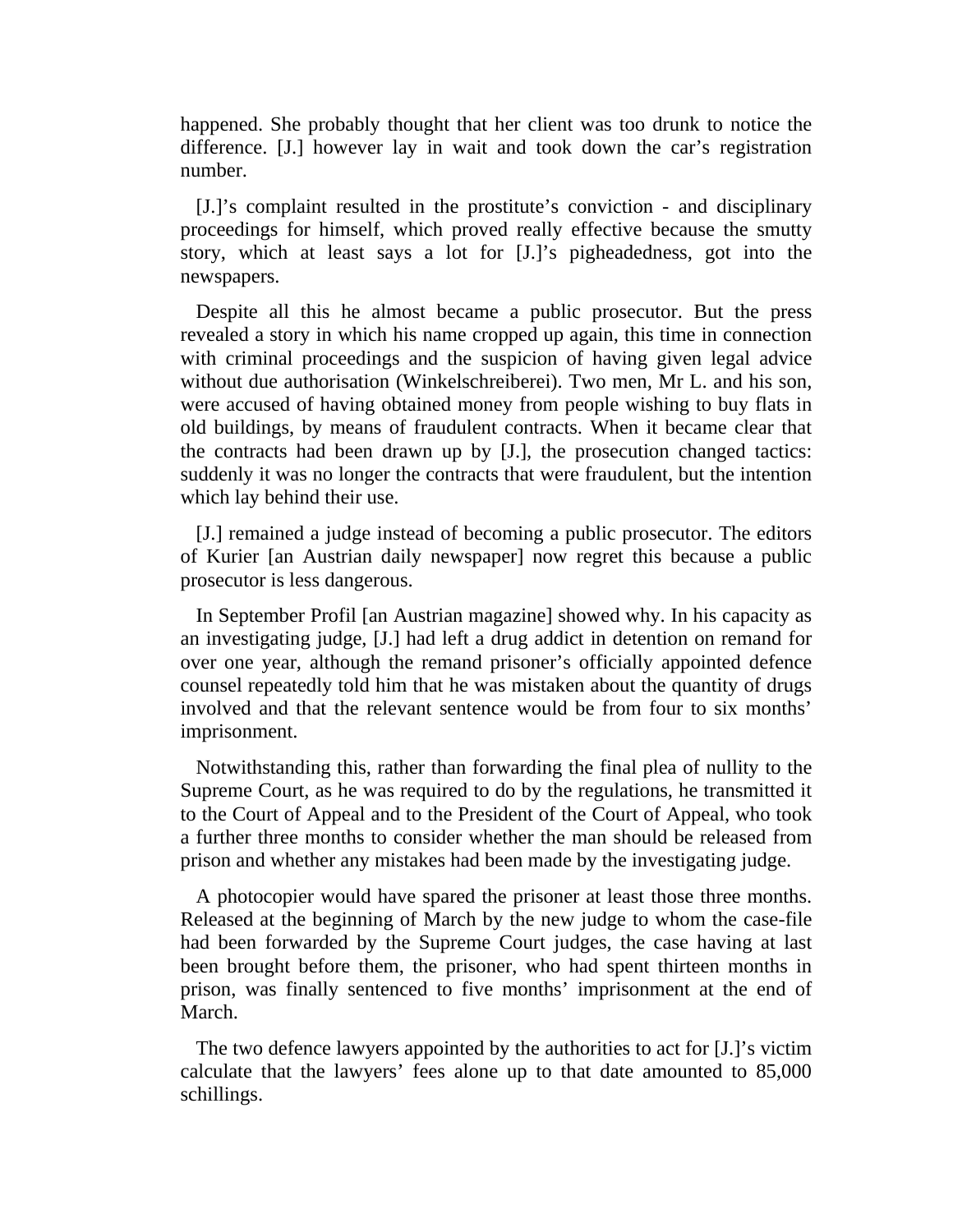happened. She probably thought that her client was too drunk to notice the difference. [J.] however lay in wait and took down the car's registration number.

[J.]'s complaint resulted in the prostitute's conviction - and disciplinary proceedings for himself, which proved really effective because the smutty story, which at least says a lot for [J.]'s pigheadedness, got into the newspapers.

Despite all this he almost became a public prosecutor. But the press revealed a story in which his name cropped up again, this time in connection with criminal proceedings and the suspicion of having given legal advice without due authorisation (Winkelschreiberei). Two men, Mr L. and his son, were accused of having obtained money from people wishing to buy flats in old buildings, by means of fraudulent contracts. When it became clear that the contracts had been drawn up by [J.], the prosecution changed tactics: suddenly it was no longer the contracts that were fraudulent, but the intention which lay behind their use.

[J.] remained a judge instead of becoming a public prosecutor. The editors of Kurier [an Austrian daily newspaper] now regret this because a public prosecutor is less dangerous.

In September Profil [an Austrian magazine] showed why. In his capacity as an investigating judge, [J.] had left a drug addict in detention on remand for over one year, although the remand prisoner's officially appointed defence counsel repeatedly told him that he was mistaken about the quantity of drugs involved and that the relevant sentence would be from four to six months' imprisonment.

Notwithstanding this, rather than forwarding the final plea of nullity to the Supreme Court, as he was required to do by the regulations, he transmitted it to the Court of Appeal and to the President of the Court of Appeal, who took a further three months to consider whether the man should be released from prison and whether any mistakes had been made by the investigating judge.

A photocopier would have spared the prisoner at least those three months. Released at the beginning of March by the new judge to whom the case-file had been forwarded by the Supreme Court judges, the case having at last been brought before them, the prisoner, who had spent thirteen months in prison, was finally sentenced to five months' imprisonment at the end of March.

The two defence lawyers appointed by the authorities to act for [J.]'s victim calculate that the lawyers' fees alone up to that date amounted to 85,000 schillings.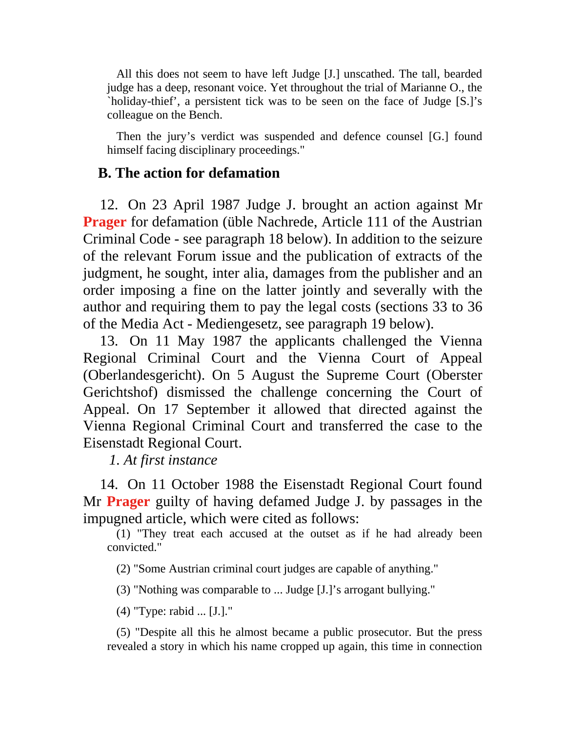All this does not seem to have left Judge [J.] unscathed. The tall, bearded judge has a deep, resonant voice. Yet throughout the trial of Marianne O., the `holiday-thief', a persistent tick was to be seen on the face of Judge [S.]'s colleague on the Bench.

Then the jury's verdict was suspended and defence counsel [G.] found himself facing disciplinary proceedings."

## B. The action for defamation

12. On 23 April 1987 Judge J. brought an action against Mr **Prager** for defamation (üble Nachrede, Article 111 of the Austrian Criminal Code - see paragraph 18 below). In addition to the seizure of the relevant Forum issue and the publication of extracts of the judgment, he sought, inter alia, damages from the publisher and an order imposing a fine on the latter jointly and severally with the author and requiring them to pay the legal costs (sections 33 to 36 of the Media Act - Mediengesetz, see paragraph 19 below).

13. On 11 May 1987 the applicants challenged the Vienna Regional Criminal Court and the Vienna Court of Appeal (Oberlandesgericht). On 5 August the Supreme Court (Oberster Gerichtshof) dismissed the challenge concerning the Court of Appeal. On 17 September it allowed that directed against the Vienna Regional Criminal Court and transferred the case to the Eisenstadt Regional Court.

*1. At first instance*

14. On 11 October 1988 the Eisenstadt Regional Court found Mr **Prager** guilty of having defamed Judge J. by passages in the impugned article, which were cited as follows:

(1) "They treat each accused at the outset as if he had already been convicted."

(2) "Some Austrian criminal court judges are capable of anything."

(3) "Nothing was comparable to ... Judge [J.]'s arrogant bullying."

(4) "Type: rabid ... [J.]."

(5) "Despite all this he almost became a public prosecutor. But the press revealed a story in which his name cropped up again, this time in connection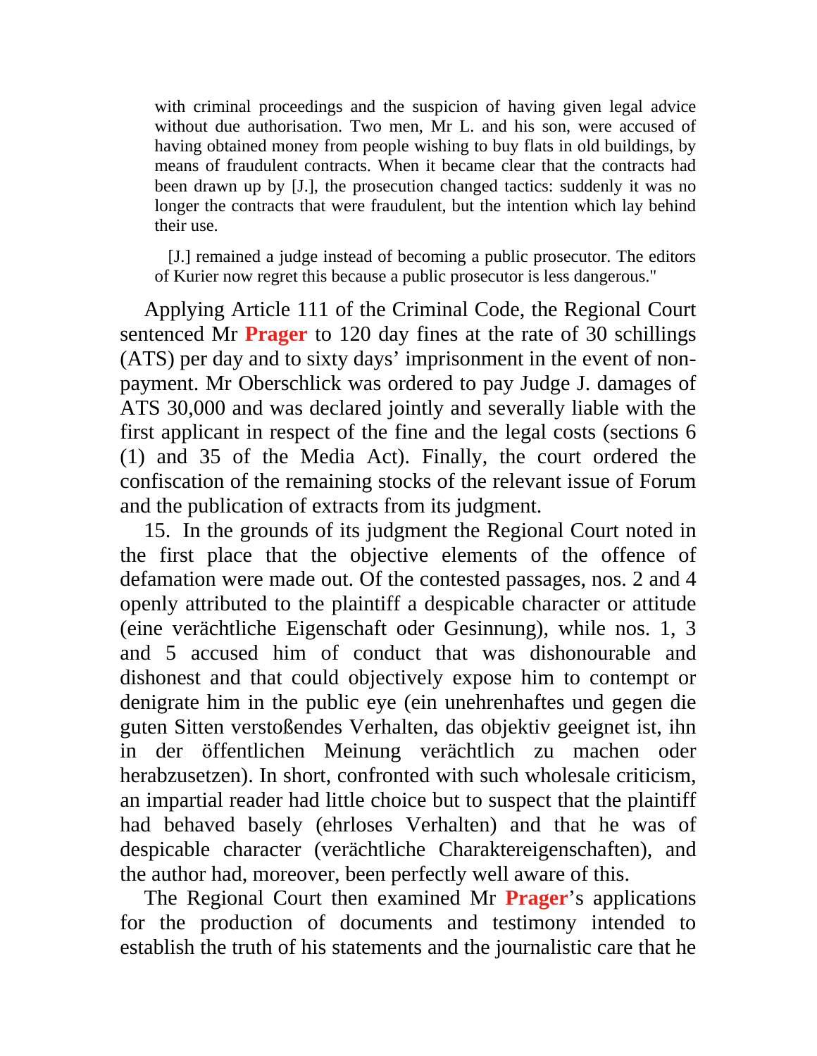> with criminal proceedings and the suspicion of having given legal advice without due authorisation. Two men, Mr L. and his son, were accused of having obtained money from people wishing to buy flats in old buildings, by means of fraudulent contracts. When it became clear that the contracts had been drawn up by [J.], the prosecution changed tactics: suddenly it was no longer the contracts that were fraudulent, but the intention which lay behind their use.
>
> [J.] remained a judge instead of becoming a public prosecutor. The editors of Kurier now regret this because a public prosecutor is less dangerous."

Applying Article 111 of the Criminal Code, the Regional Court sentenced Mr **Prager** to 120 day fines at the rate of 30 schillings (ATS) per day and to sixty days' imprisonment in the event of non-payment. Mr Oberschlick was ordered to pay Judge J. damages of ATS 30,000 and was declared jointly and severally liable with the first applicant in respect of the fine and the legal costs (sections 6 (1) and 35 of the Media Act). Finally, the court ordered the confiscation of the remaining stocks of the relevant issue of Forum and the publication of extracts from its judgment.

15. In the grounds of its judgment the Regional Court noted in the first place that the objective elements of the offence of defamation were made out. Of the contested passages, nos. 2 and 4 openly attributed to the plaintiff a despicable character or attitude (eine verächtliche Eigenschaft oder Gesinnung), while nos. 1, 3 and 5 accused him of conduct that was dishonourable and dishonest and that could objectively expose him to contempt or denigrate him in the public eye (ein unehrenhaftes und gegen die guten Sitten verstoßendes Verhalten, das objektiv geeignet ist, ihn in der öffentlichen Meinung verächtlich zu machen oder herabzusetzen). In short, confronted with such wholesale criticism, an impartial reader had little choice but to suspect that the plaintiff had behaved basely (ehrloses Verhalten) and that he was of despicable character (verächtliche Charaktereigenschaften), and the author had, moreover, been perfectly well aware of this.

The Regional Court then examined Mr **Prager**'s applications for the production of documents and testimony intended to establish the truth of his statements and the journalistic care that he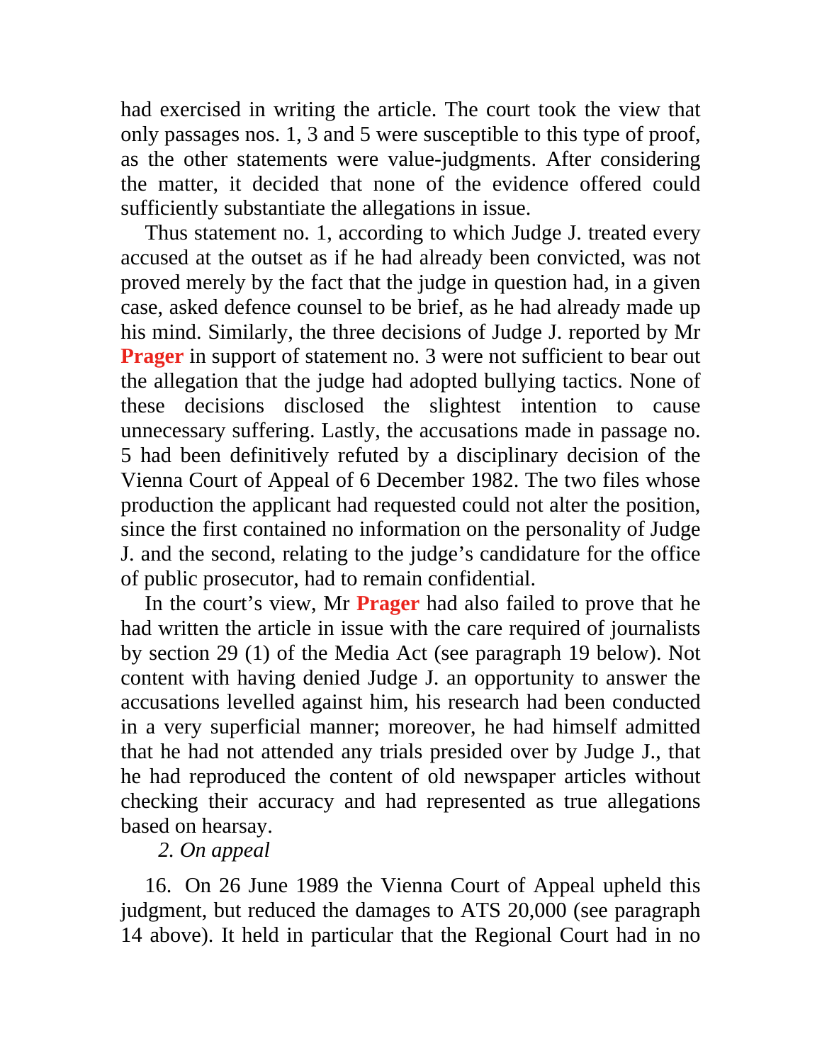had exercised in writing the article. The court took the view that only passages nos. 1, 3 and 5 were susceptible to this type of proof, as the other statements were value-judgments. After considering the matter, it decided that none of the evidence offered could sufficiently substantiate the allegations in issue.

Thus statement no. 1, according to which Judge J. treated every accused at the outset as if he had already been convicted, was not proved merely by the fact that the judge in question had, in a given case, asked defence counsel to be brief, as he had already made up his mind. Similarly, the three decisions of Judge J. reported by Mr Prager in support of statement no. 3 were not sufficient to bear out the allegation that the judge had adopted bullying tactics. None of these decisions disclosed the slightest intention to cause unnecessary suffering. Lastly, the accusations made in passage no. 5 had been definitively refuted by a disciplinary decision of the Vienna Court of Appeal of 6 December 1982. The two files whose production the applicant had requested could not alter the position, since the first contained no information on the personality of Judge J. and the second, relating to the judge's candidature for the office of public prosecutor, had to remain confidential.

In the court's view, Mr Prager had also failed to prove that he had written the article in issue with the care required of journalists by section 29 (1) of the Media Act (see paragraph 19 below). Not content with having denied Judge J. an opportunity to answer the accusations levelled against him, his research had been conducted in a very superficial manner; moreover, he had himself admitted that he had not attended any trials presided over by Judge J., that he had reproduced the content of old newspaper articles without checking their accuracy and had represented as true allegations based on hearsay.

*2. On appeal*

16. On 26 June 1989 the Vienna Court of Appeal upheld this judgment, but reduced the damages to ATS 20,000 (see paragraph 14 above). It held in particular that the Regional Court had in no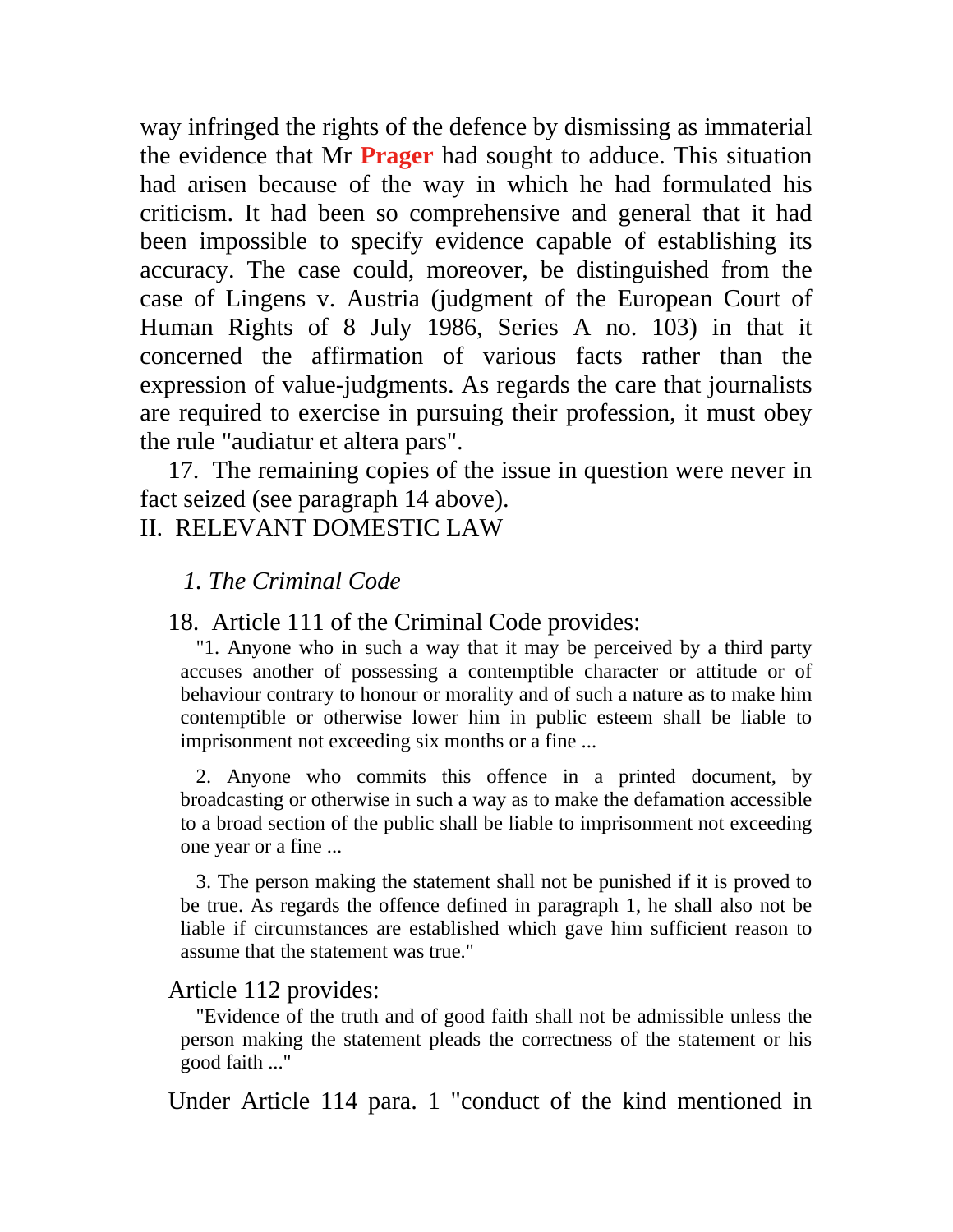way infringed the rights of the defence by dismissing as immaterial the evidence that Mr **Prager** had sought to adduce. This situation had arisen because of the way in which he had formulated his criticism. It had been so comprehensive and general that it had been impossible to specify evidence capable of establishing its accuracy. The case could, moreover, be distinguished from the case of Lingens v. Austria (judgment of the European Court of Human Rights of 8 July 1986, Series A no. 103) in that it concerned the affirmation of various facts rather than the expression of value-judgments. As regards the care that journalists are required to exercise in pursuing their profession, it must obey the rule "audiatur et altera pars".

17. The remaining copies of the issue in question were never in fact seized (see paragraph 14 above).

## II. RELEVANT DOMESTIC LAW

### *1. The Criminal Code*

18. Article 111 of the Criminal Code provides:

> "1. Anyone who in such a way that it may be perceived by a third party accuses another of possessing a contemptible character or attitude or of behaviour contrary to honour or morality and of such a nature as to make him contemptible or otherwise lower him in public esteem shall be liable to imprisonment not exceeding six months or a fine ...
>
> 2. Anyone who commits this offence in a printed document, by broadcasting or otherwise in such a way as to make the defamation accessible to a broad section of the public shall be liable to imprisonment not exceeding one year or a fine ...
>
> 3. The person making the statement shall not be punished if it is proved to be true. As regards the offence defined in paragraph 1, he shall also not be liable if circumstances are established which gave him sufficient reason to assume that the statement was true."

Article 112 provides:

> "Evidence of the truth and of good faith shall not be admissible unless the person making the statement pleads the correctness of the statement or his good faith ..."

Under Article 114 para. 1 "conduct of the kind mentioned in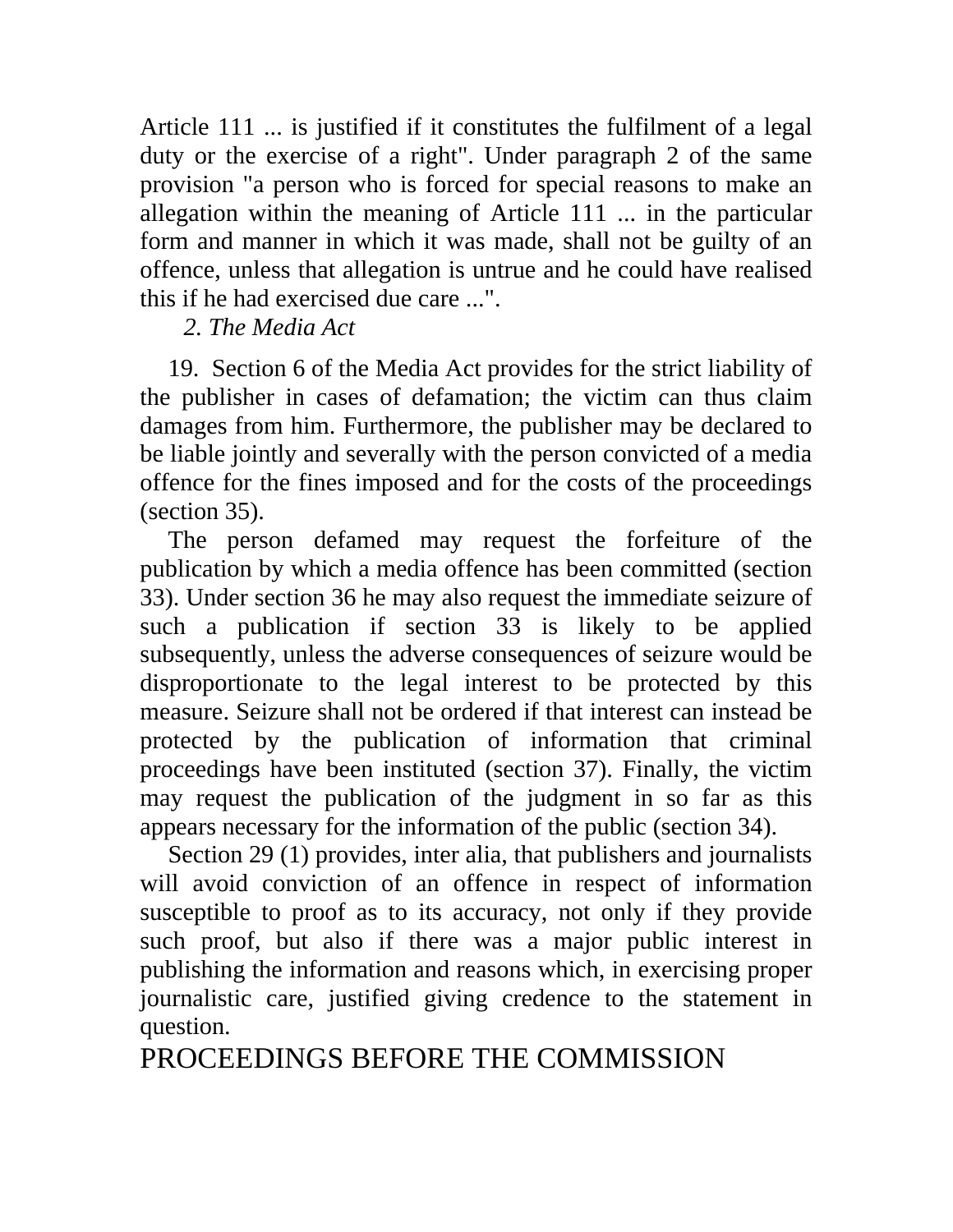Article 111 ... is justified if it constitutes the fulfilment of a legal duty or the exercise of a right". Under paragraph 2 of the same provision "a person who is forced for special reasons to make an allegation within the meaning of Article 111 ... in the particular form and manner in which it was made, shall not be guilty of an offence, unless that allegation is untrue and he could have realised this if he had exercised due care ...".

*2. The Media Act*

19. Section 6 of the Media Act provides for the strict liability of the publisher in cases of defamation; the victim can thus claim damages from him. Furthermore, the publisher may be declared to be liable jointly and severally with the person convicted of a media offence for the fines imposed and for the costs of the proceedings (section 35).

The person defamed may request the forfeiture of the publication by which a media offence has been committed (section 33). Under section 36 he may also request the immediate seizure of such a publication if section 33 is likely to be applied subsequently, unless the adverse consequences of seizure would be disproportionate to the legal interest to be protected by this measure. Seizure shall not be ordered if that interest can instead be protected by the publication of information that criminal proceedings have been instituted (section 37). Finally, the victim may request the publication of the judgment in so far as this appears necessary for the information of the public (section 34).

Section 29 (1) provides, inter alia, that publishers and journalists will avoid conviction of an offence in respect of information susceptible to proof as to its accuracy, not only if they provide such proof, but also if there was a major public interest in publishing the information and reasons which, in exercising proper journalistic care, justified giving credence to the statement in question.

## PROCEEDINGS BEFORE THE COMMISSION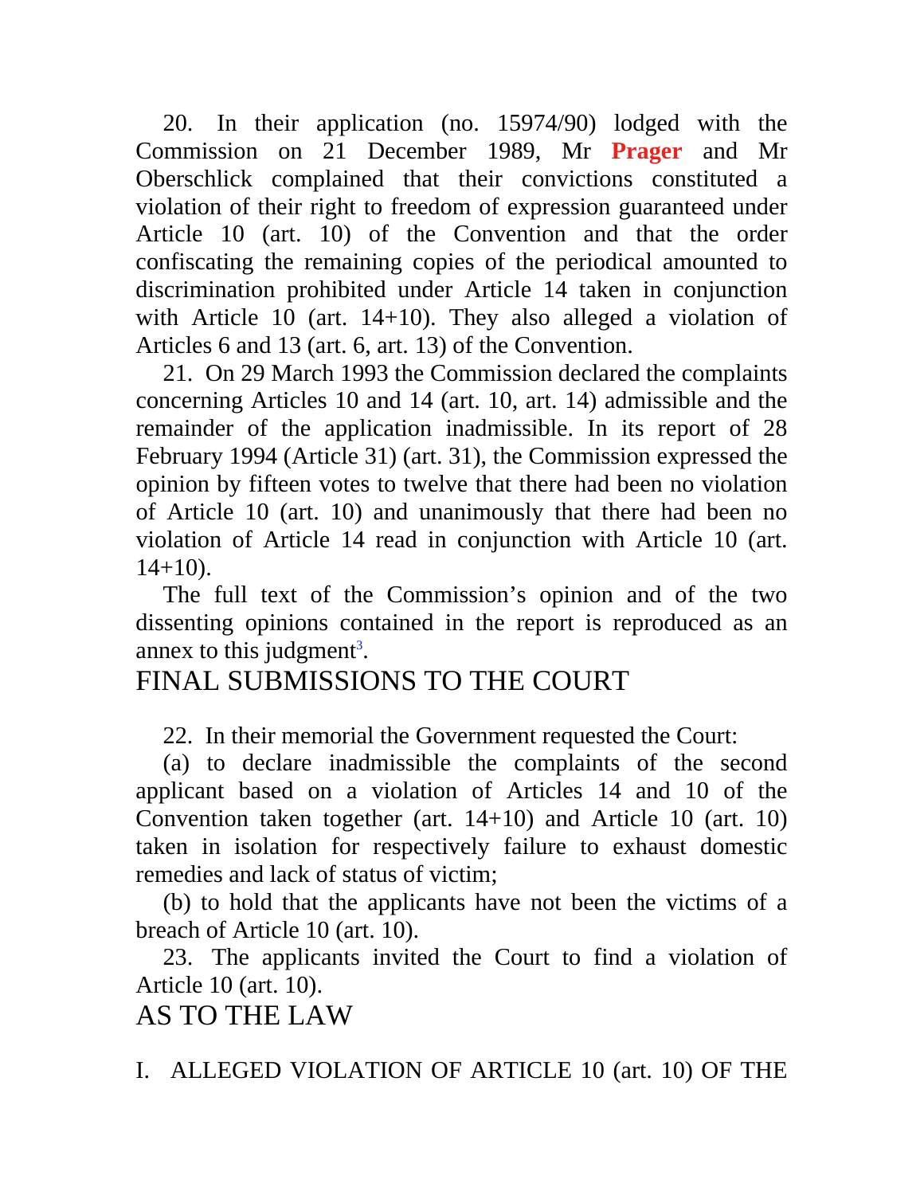20. In their application (no. 15974/90) lodged with the Commission on 21 December 1989, Mr **Prager** and Mr Oberschlick complained that their convictions constituted a violation of their right to freedom of expression guaranteed under Article 10 (art. 10) of the Convention and that the order confiscating the remaining copies of the periodical amounted to discrimination prohibited under Article 14 taken in conjunction with Article 10 (art. 14+10). They also alleged a violation of Articles 6 and 13 (art. 6, art. 13) of the Convention.

21. On 29 March 1993 the Commission declared the complaints concerning Articles 10 and 14 (art. 10, art. 14) admissible and the remainder of the application inadmissible. In its report of 28 February 1994 (Article 31) (art. 31), the Commission expressed the opinion by fifteen votes to twelve that there had been no violation of Article 10 (art. 10) and unanimously that there had been no violation of Article 14 read in conjunction with Article 10 (art. 14+10).

The full text of the Commission's opinion and of the two dissenting opinions contained in the report is reproduced as an annex to this judgment[3].

## FINAL SUBMISSIONS TO THE COURT

22. In their memorial the Government requested the Court:

(a) to declare inadmissible the complaints of the second applicant based on a violation of Articles 14 and 10 of the Convention taken together (art. 14+10) and Article 10 (art. 10) taken in isolation for respectively failure to exhaust domestic remedies and lack of status of victim;

(b) to hold that the applicants have not been the victims of a breach of Article 10 (art. 10).

23. The applicants invited the Court to find a violation of Article 10 (art. 10).

## AS TO THE LAW

### I. ALLEGED VIOLATION OF ARTICLE 10 (art. 10) OF THE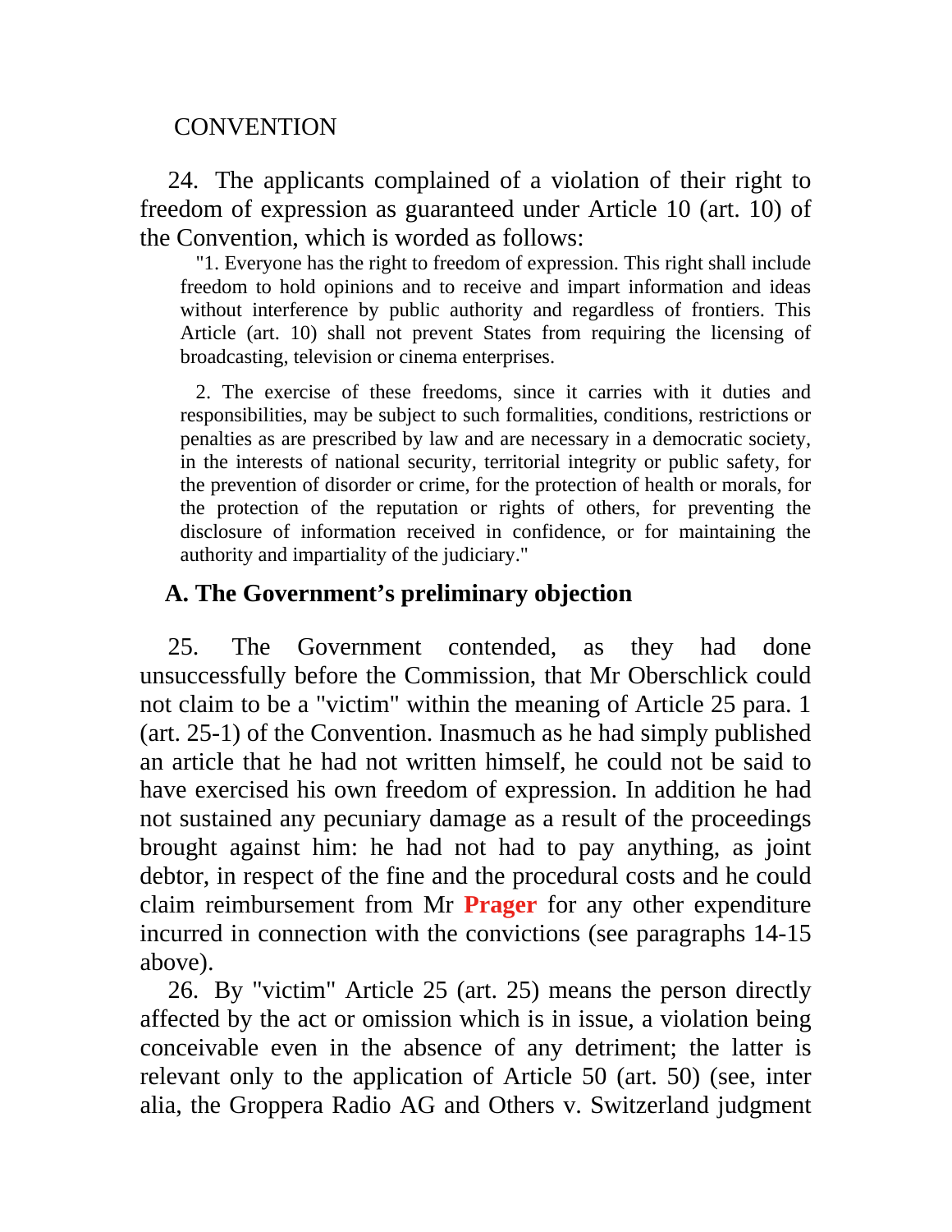CONVENTION

24. The applicants complained of a violation of their right to freedom of expression as guaranteed under Article 10 (art. 10) of the Convention, which is worded as follows:

> "1. Everyone has the right to freedom of expression. This right shall include freedom to hold opinions and to receive and impart information and ideas without interference by public authority and regardless of frontiers. This Article (art. 10) shall not prevent States from requiring the licensing of broadcasting, television or cinema enterprises.
>
> 2. The exercise of these freedoms, since it carries with it duties and responsibilities, may be subject to such formalities, conditions, restrictions or penalties as are prescribed by law and are necessary in a democratic society, in the interests of national security, territorial integrity or public safety, for the prevention of disorder or crime, for the protection of health or morals, for the protection of the reputation or rights of others, for preventing the disclosure of information received in confidence, or for maintaining the authority and impartiality of the judiciary."

## A. The Government's preliminary objection

25. The Government contended, as they had done unsuccessfully before the Commission, that Mr Oberschlick could not claim to be a "victim" within the meaning of Article 25 para. 1 (art. 25-1) of the Convention. Inasmuch as he had simply published an article that he had not written himself, he could not be said to have exercised his own freedom of expression. In addition he had not sustained any pecuniary damage as a result of the proceedings brought against him: he had not had to pay anything, as joint debtor, in respect of the fine and the procedural costs and he could claim reimbursement from Mr **Prager** for any other expenditure incurred in connection with the convictions (see paragraphs 14-15 above).

26. By "victim" Article 25 (art. 25) means the person directly affected by the act or omission which is in issue, a violation being conceivable even in the absence of any detriment; the latter is relevant only to the application of Article 50 (art. 50) (see, inter alia, the Groppera Radio AG and Others v. Switzerland judgment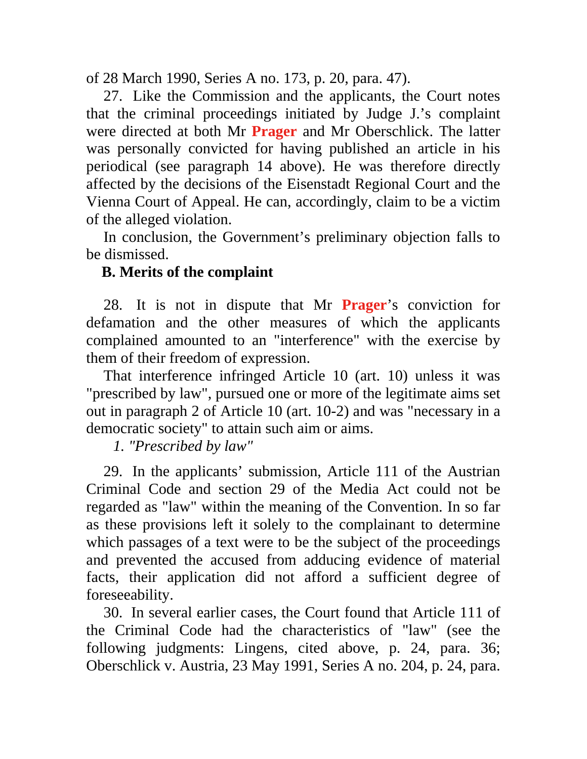of 28 March 1990, Series A no. 173, p. 20, para. 47).

27. Like the Commission and the applicants, the Court notes that the criminal proceedings initiated by Judge J.'s complaint were directed at both Mr **Prager** and Mr Oberschlick. The latter was personally convicted for having published an article in his periodical (see paragraph 14 above). He was therefore directly affected by the decisions of the Eisenstadt Regional Court and the Vienna Court of Appeal. He can, accordingly, claim to be a victim of the alleged violation.

In conclusion, the Government's preliminary objection falls to be dismissed.

### B. Merits of the complaint

28. It is not in dispute that Mr **Prager**'s conviction for defamation and the other measures of which the applicants complained amounted to an "interference" with the exercise by them of their freedom of expression.

That interference infringed Article 10 (art. 10) unless it was "prescribed by law", pursued one or more of the legitimate aims set out in paragraph 2 of Article 10 (art. 10-2) and was "necessary in a democratic society" to attain such aim or aims.

*1. "Prescribed by law"*

29. In the applicants' submission, Article 111 of the Austrian Criminal Code and section 29 of the Media Act could not be regarded as "law" within the meaning of the Convention. In so far as these provisions left it solely to the complainant to determine which passages of a text were to be the subject of the proceedings and prevented the accused from adducing evidence of material facts, their application did not afford a sufficient degree of foreseeability.

30. In several earlier cases, the Court found that Article 111 of the Criminal Code had the characteristics of "law" (see the following judgments: Lingens, cited above, p. 24, para. 36; Oberschlick v. Austria, 23 May 1991, Series A no. 204, p. 24, para.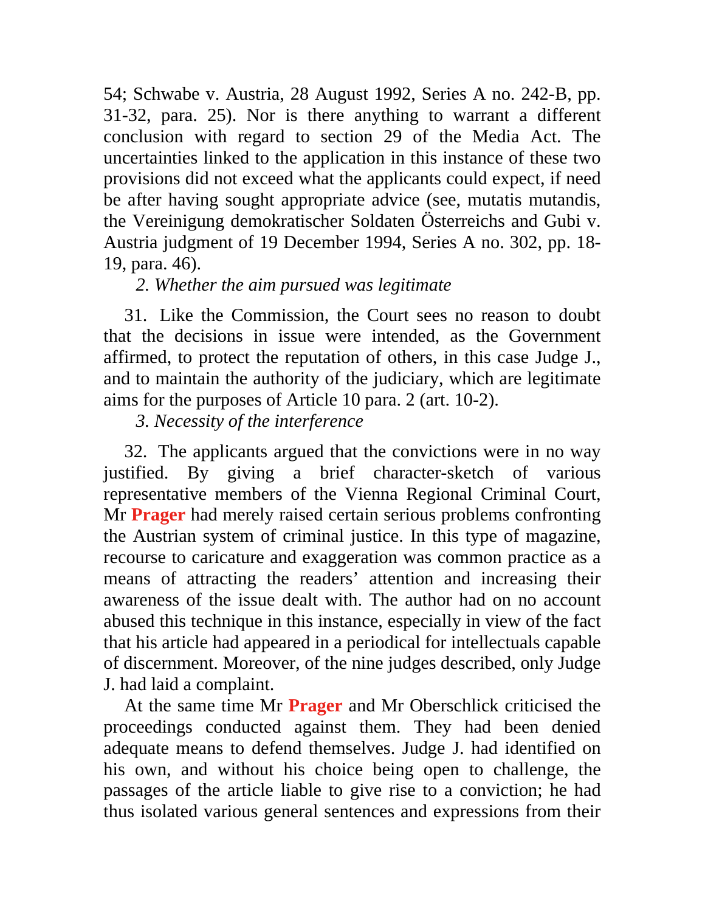54; Schwabe v. Austria, 28 August 1992, Series A no. 242-B, pp. 31-32, para. 25). Nor is there anything to warrant a different conclusion with regard to section 29 of the Media Act. The uncertainties linked to the application in this instance of these two provisions did not exceed what the applicants could expect, if need be after having sought appropriate advice (see, mutatis mutandis, the Vereinigung demokratischer Soldaten Österreichs and Gubi v. Austria judgment of 19 December 1994, Series A no. 302, pp. 18-19, para. 46).

*2. Whether the aim pursued was legitimate*

31. Like the Commission, the Court sees no reason to doubt that the decisions in issue were intended, as the Government affirmed, to protect the reputation of others, in this case Judge J., and to maintain the authority of the judiciary, which are legitimate aims for the purposes of Article 10 para. 2 (art. 10-2).

*3. Necessity of the interference*

32. The applicants argued that the convictions were in no way justified. By giving a brief character-sketch of various representative members of the Vienna Regional Criminal Court, Mr **Prager** had merely raised certain serious problems confronting the Austrian system of criminal justice. In this type of magazine, recourse to caricature and exaggeration was common practice as a means of attracting the readers' attention and increasing their awareness of the issue dealt with. The author had on no account abused this technique in this instance, especially in view of the fact that his article had appeared in a periodical for intellectuals capable of discernment. Moreover, of the nine judges described, only Judge J. had laid a complaint.

At the same time Mr **Prager** and Mr Oberschlick criticised the proceedings conducted against them. They had been denied adequate means to defend themselves. Judge J. had identified on his own, and without his choice being open to challenge, the passages of the article liable to give rise to a conviction; he had thus isolated various general sentences and expressions from their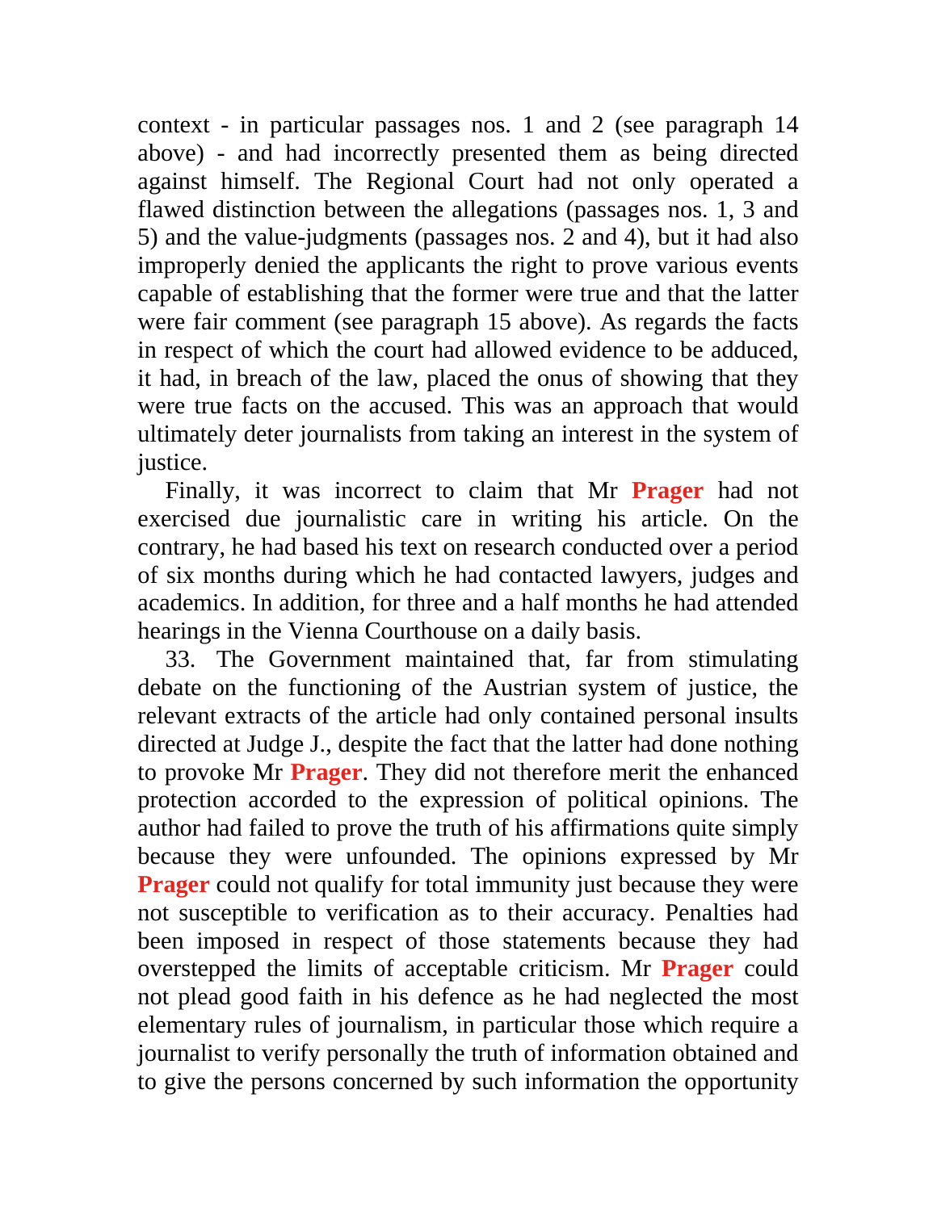context - in particular passages nos. 1 and 2 (see paragraph 14 above) - and had incorrectly presented them as being directed against himself. The Regional Court had not only operated a flawed distinction between the allegations (passages nos. 1, 3 and 5) and the value-judgments (passages nos. 2 and 4), but it had also improperly denied the applicants the right to prove various events capable of establishing that the former were true and that the latter were fair comment (see paragraph 15 above). As regards the facts in respect of which the court had allowed evidence to be adduced, it had, in breach of the law, placed the onus of showing that they were true facts on the accused. This was an approach that would ultimately deter journalists from taking an interest in the system of justice.

Finally, it was incorrect to claim that Mr **Prager** had not exercised due journalistic care in writing his article. On the contrary, he had based his text on research conducted over a period of six months during which he had contacted lawyers, judges and academics. In addition, for three and a half months he had attended hearings in the Vienna Courthouse on a daily basis.

33. The Government maintained that, far from stimulating debate on the functioning of the Austrian system of justice, the relevant extracts of the article had only contained personal insults directed at Judge J., despite the fact that the latter had done nothing to provoke Mr **Prager**. They did not therefore merit the enhanced protection accorded to the expression of political opinions. The author had failed to prove the truth of his affirmations quite simply because they were unfounded. The opinions expressed by Mr **Prager** could not qualify for total immunity just because they were not susceptible to verification as to their accuracy. Penalties had been imposed in respect of those statements because they had overstepped the limits of acceptable criticism. Mr **Prager** could not plead good faith in his defence as he had neglected the most elementary rules of journalism, in particular those which require a journalist to verify personally the truth of information obtained and to give the persons concerned by such information the opportunity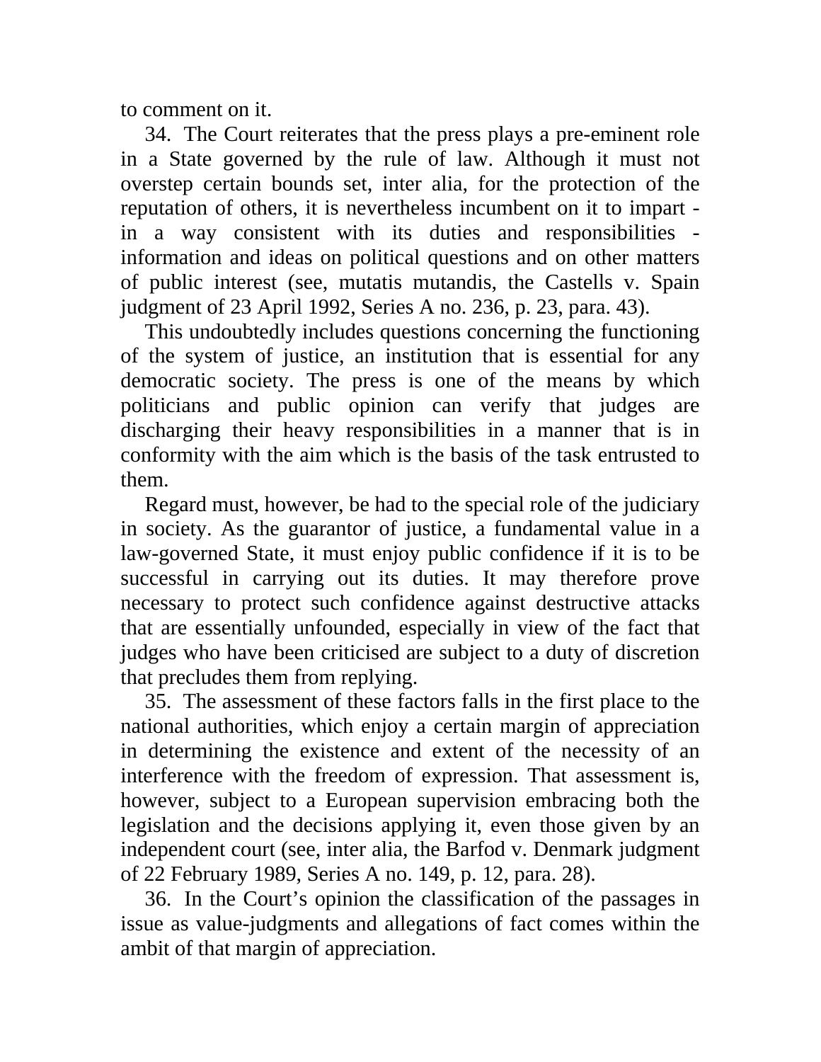to comment on it.

34. The Court reiterates that the press plays a pre-eminent role in a State governed by the rule of law. Although it must not overstep certain bounds set, inter alia, for the protection of the reputation of others, it is nevertheless incumbent on it to impart - in a way consistent with its duties and responsibilities - information and ideas on political questions and on other matters of public interest (see, mutatis mutandis, the Castells v. Spain judgment of 23 April 1992, Series A no. 236, p. 23, para. 43).

This undoubtedly includes questions concerning the functioning of the system of justice, an institution that is essential for any democratic society. The press is one of the means by which politicians and public opinion can verify that judges are discharging their heavy responsibilities in a manner that is in conformity with the aim which is the basis of the task entrusted to them.

Regard must, however, be had to the special role of the judiciary in society. As the guarantor of justice, a fundamental value in a law-governed State, it must enjoy public confidence if it is to be successful in carrying out its duties. It may therefore prove necessary to protect such confidence against destructive attacks that are essentially unfounded, especially in view of the fact that judges who have been criticised are subject to a duty of discretion that precludes them from replying.

35. The assessment of these factors falls in the first place to the national authorities, which enjoy a certain margin of appreciation in determining the existence and extent of the necessity of an interference with the freedom of expression. That assessment is, however, subject to a European supervision embracing both the legislation and the decisions applying it, even those given by an independent court (see, inter alia, the Barfod v. Denmark judgment of 22 February 1989, Series A no. 149, p. 12, para. 28).

36. In the Court's opinion the classification of the passages in issue as value-judgments and allegations of fact comes within the ambit of that margin of appreciation.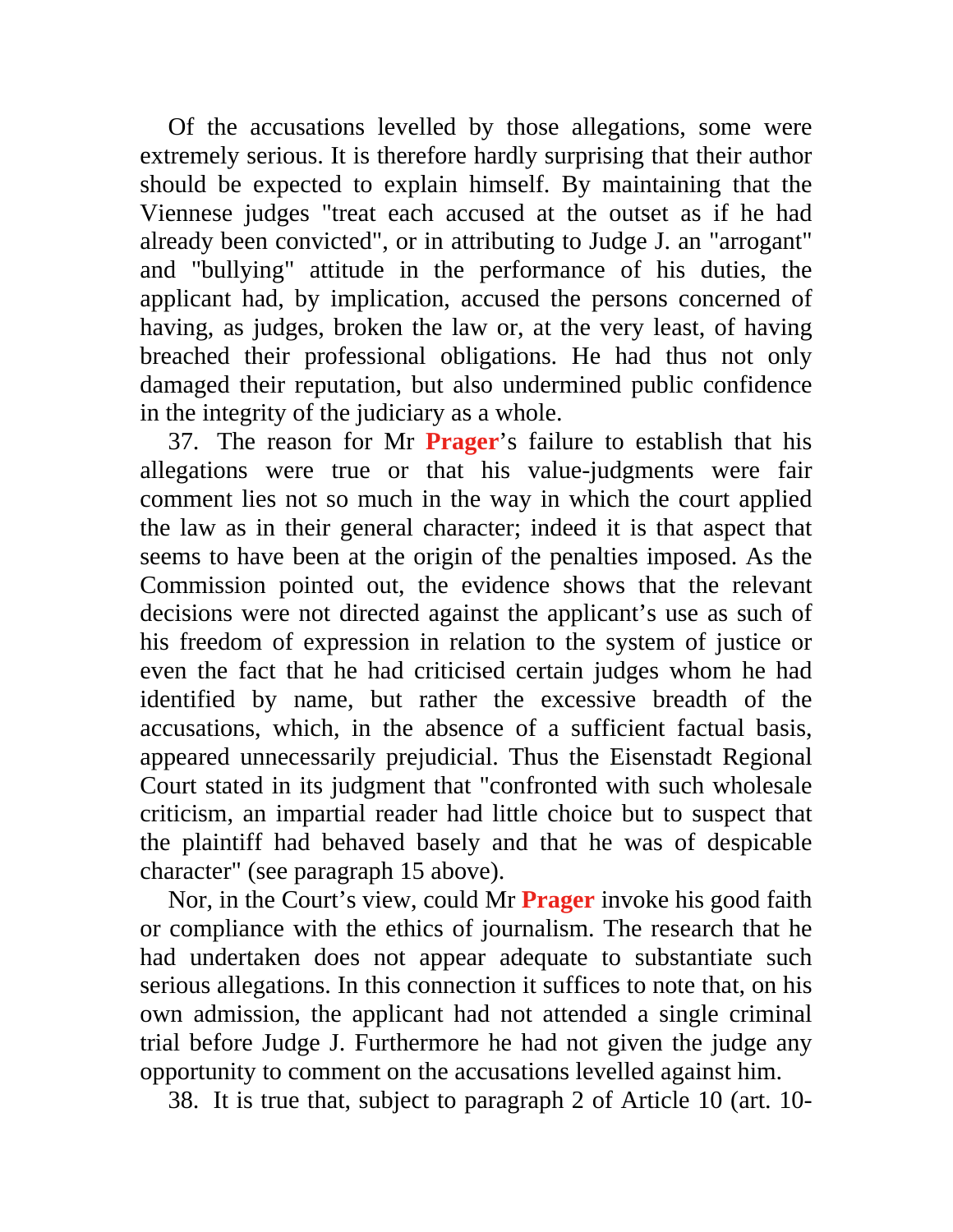Of the accusations levelled by those allegations, some were extremely serious. It is therefore hardly surprising that their author should be expected to explain himself. By maintaining that the Viennese judges "treat each accused at the outset as if he had already been convicted", or in attributing to Judge J. an "arrogant" and "bullying" attitude in the performance of his duties, the applicant had, by implication, accused the persons concerned of having, as judges, broken the law or, at the very least, of having breached their professional obligations. He had thus not only damaged their reputation, but also undermined public confidence in the integrity of the judiciary as a whole.

37. The reason for Mr **Prager**’s failure to establish that his allegations were true or that his value-judgments were fair comment lies not so much in the way in which the court applied the law as in their general character; indeed it is that aspect that seems to have been at the origin of the penalties imposed. As the Commission pointed out, the evidence shows that the relevant decisions were not directed against the applicant’s use as such of his freedom of expression in relation to the system of justice or even the fact that he had criticised certain judges whom he had identified by name, but rather the excessive breadth of the accusations, which, in the absence of a sufficient factual basis, appeared unnecessarily prejudicial. Thus the Eisenstadt Regional Court stated in its judgment that "confronted with such wholesale criticism, an impartial reader had little choice but to suspect that the plaintiff had behaved basely and that he was of despicable character" (see paragraph 15 above).

Nor, in the Court’s view, could Mr **Prager** invoke his good faith or compliance with the ethics of journalism. The research that he had undertaken does not appear adequate to substantiate such serious allegations. In this connection it suffices to note that, on his own admission, the applicant had not attended a single criminal trial before Judge J. Furthermore he had not given the judge any opportunity to comment on the accusations levelled against him.

38. It is true that, subject to paragraph 2 of Article 10 (art. 10-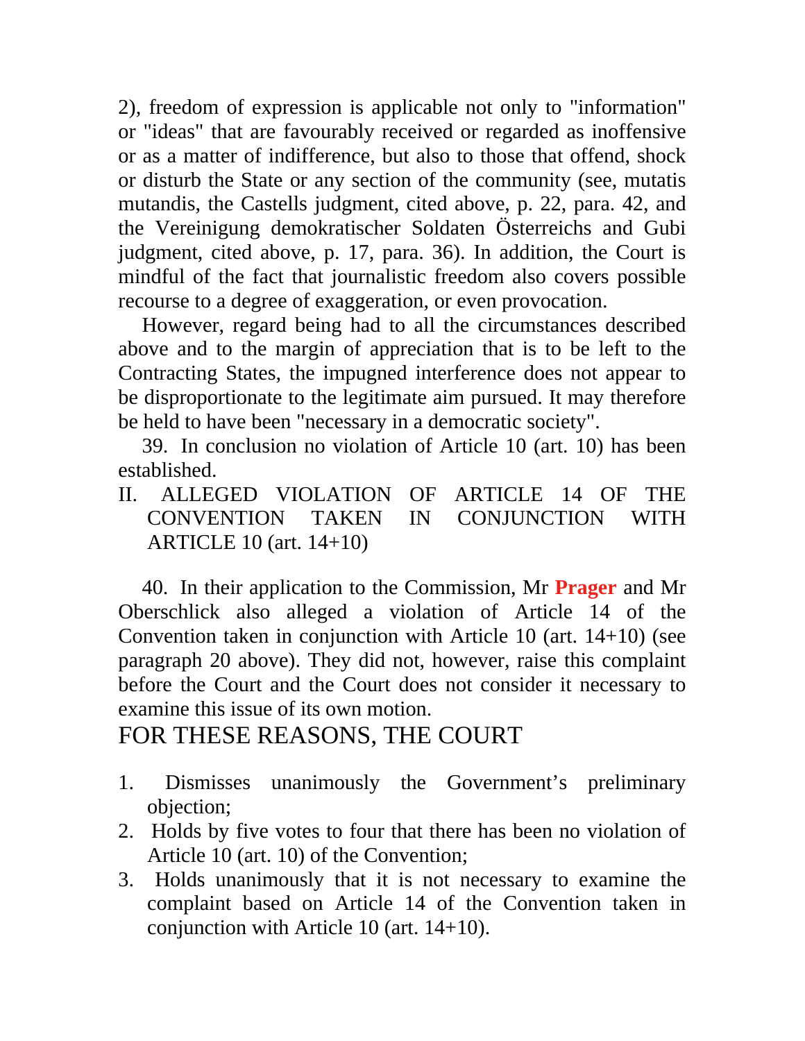2), freedom of expression is applicable not only to "information" or "ideas" that are favourably received or regarded as inoffensive or as a matter of indifference, but also to those that offend, shock or disturb the State or any section of the community (see, mutatis mutandis, the Castells judgment, cited above, p. 22, para. 42, and the Vereinigung demokratischer Soldaten Österreichs and Gubi judgment, cited above, p. 17, para. 36). In addition, the Court is mindful of the fact that journalistic freedom also covers possible recourse to a degree of exaggeration, or even provocation.

However, regard being had to all the circumstances described above and to the margin of appreciation that is to be left to the Contracting States, the impugned interference does not appear to be disproportionate to the legitimate aim pursued. It may therefore be held to have been "necessary in a democratic society".

39. In conclusion no violation of Article 10 (art. 10) has been established.

II. ALLEGED VIOLATION OF ARTICLE 14 OF THE CONVENTION TAKEN IN CONJUNCTION WITH ARTICLE 10 (art. 14+10)

40. In their application to the Commission, Mr **Prager** and Mr Oberschlick also alleged a violation of Article 14 of the Convention taken in conjunction with Article 10 (art. 14+10) (see paragraph 20 above). They did not, however, raise this complaint before the Court and the Court does not consider it necessary to examine this issue of its own motion.

# FOR THESE REASONS, THE COURT

1. Dismisses unanimously the Government's preliminary objection;
2. Holds by five votes to four that there has been no violation of Article 10 (art. 10) of the Convention;
3. Holds unanimously that it is not necessary to examine the complaint based on Article 14 of the Convention taken in conjunction with Article 10 (art. 14+10).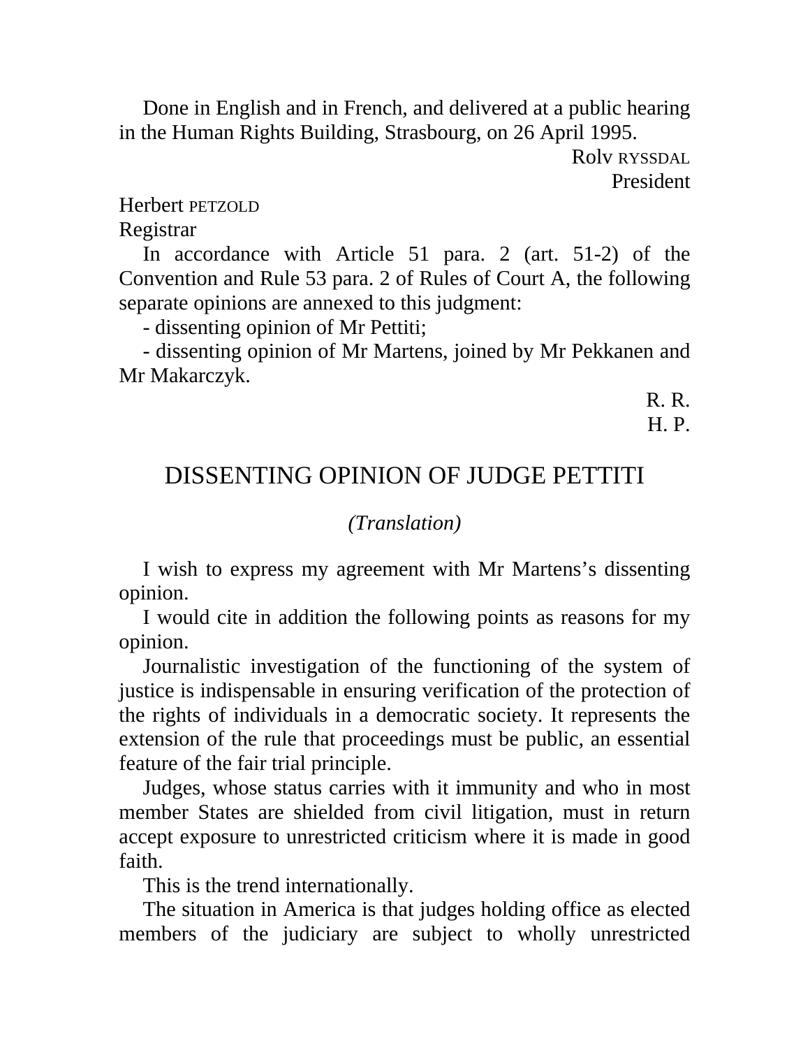Done in English and in French, and delivered at a public hearing in the Human Rights Building, Strasbourg, on 26 April 1995.

Rolv RYSSDAL
President

Herbert PETZOLD
Registrar

In accordance with Article 51 para. 2 (art. 51-2) of the Convention and Rule 53 para. 2 of Rules of Court A, the following separate opinions are annexed to this judgment:

- dissenting opinion of Mr Pettiti;
- dissenting opinion of Mr Martens, joined by Mr Pekkanen and Mr Makarczyk.

R. R.
H. P.

# DISSENTING OPINION OF JUDGE PETTITI

*(Translation)*

I wish to express my agreement with Mr Martens's dissenting opinion.

I would cite in addition the following points as reasons for my opinion.

Journalistic investigation of the functioning of the system of justice is indispensable in ensuring verification of the protection of the rights of individuals in a democratic society. It represents the extension of the rule that proceedings must be public, an essential feature of the fair trial principle.

Judges, whose status carries with it immunity and who in most member States are shielded from civil litigation, must in return accept exposure to unrestricted criticism where it is made in good faith.

This is the trend internationally.

The situation in America is that judges holding office as elected members of the judiciary are subject to wholly unrestricted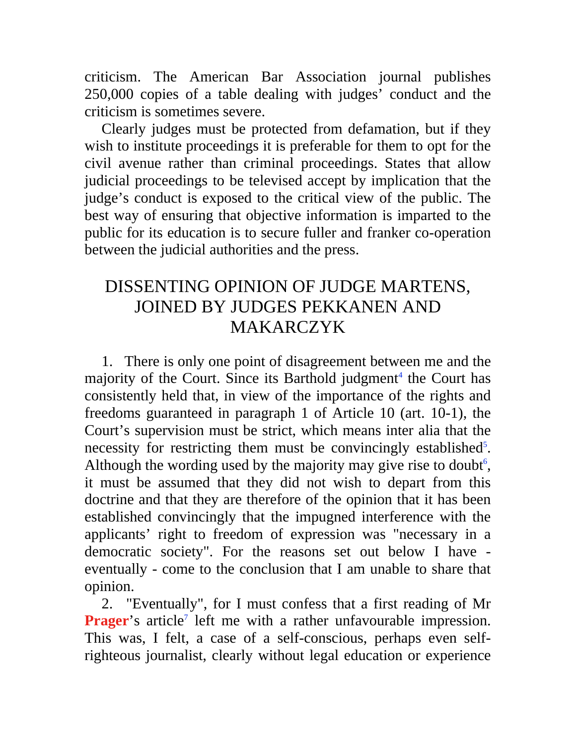criticism. The American Bar Association journal publishes 250,000 copies of a table dealing with judges' conduct and the criticism is sometimes severe.

Clearly judges must be protected from defamation, but if they wish to institute proceedings it is preferable for them to opt for the civil avenue rather than criminal proceedings. States that allow judicial proceedings to be televised accept by implication that the judge's conduct is exposed to the critical view of the public. The best way of ensuring that objective information is imparted to the public for its education is to secure fuller and franker co-operation between the judicial authorities and the press.

## DISSENTING OPINION OF JUDGE MARTENS, JOINED BY JUDGES PEKKANEN AND MAKARCZYK

1. There is only one point of disagreement between me and the majority of the Court. Since its Barthold judgment[4] the Court has consistently held that, in view of the importance of the rights and freedoms guaranteed in paragraph 1 of Article 10 (art. 10-1), the Court's supervision must be strict, which means inter alia that the necessity for restricting them must be convincingly established[5]. Although the wording used by the majority may give rise to doubt[6], it must be assumed that they did not wish to depart from this doctrine and that they are therefore of the opinion that it has been established convincingly that the impugned interference with the applicants' right to freedom of expression was "necessary in a democratic society". For the reasons set out below I have - eventually - come to the conclusion that I am unable to share that opinion.

2. "Eventually", for I must confess that a first reading of Mr **Prager**'s article[7] left me with a rather unfavourable impression. This was, I felt, a case of a self-conscious, perhaps even self-righteous journalist, clearly without legal education or experience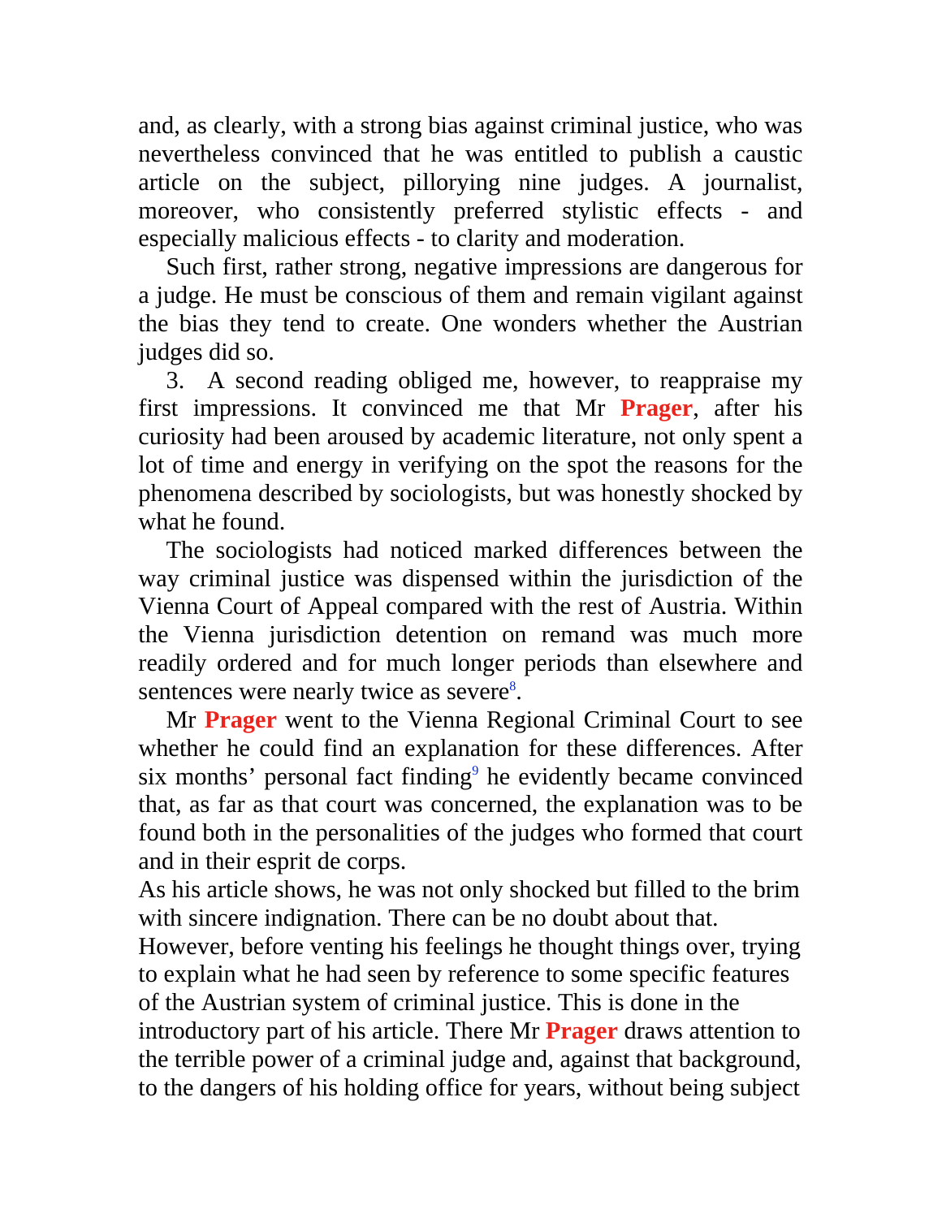and, as clearly, with a strong bias against criminal justice, who was nevertheless convinced that he was entitled to publish a caustic article on the subject, pillorying nine judges. A journalist, moreover, who consistently preferred stylistic effects - and especially malicious effects - to clarity and moderation.

Such first, rather strong, negative impressions are dangerous for a judge. He must be conscious of them and remain vigilant against the bias they tend to create. One wonders whether the Austrian judges did so.

3. A second reading obliged me, however, to reappraise my first impressions. It convinced me that Mr **Prager**, after his curiosity had been aroused by academic literature, not only spent a lot of time and energy in verifying on the spot the reasons for the phenomena described by sociologists, but was honestly shocked by what he found.

The sociologists had noticed marked differences between the way criminal justice was dispensed within the jurisdiction of the Vienna Court of Appeal compared with the rest of Austria. Within the Vienna jurisdiction detention on remand was much more readily ordered and for much longer periods than elsewhere and sentences were nearly twice as severe[8].

Mr **Prager** went to the Vienna Regional Criminal Court to see whether he could find an explanation for these differences. After six months' personal fact finding[9] he evidently became convinced that, as far as that court was concerned, the explanation was to be found both in the personalities of the judges who formed that court and in their esprit de corps.

As his article shows, he was not only shocked but filled to the brim with sincere indignation. There can be no doubt about that.

However, before venting his feelings he thought things over, trying to explain what he had seen by reference to some specific features of the Austrian system of criminal justice. This is done in the introductory part of his article. There Mr **Prager** draws attention to the terrible power of a criminal judge and, against that background, to the dangers of his holding office for years, without being subject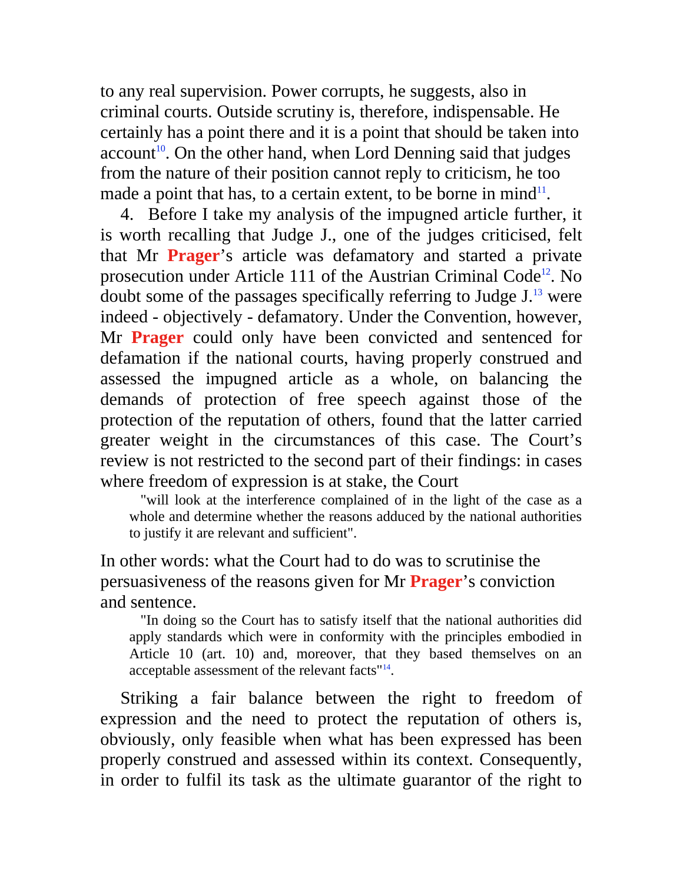to any real supervision. Power corrupts, he suggests, also in criminal courts. Outside scrutiny is, therefore, indispensable. He certainly has a point there and it is a point that should be taken into account[10]. On the other hand, when Lord Denning said that judges from the nature of their position cannot reply to criticism, he too made a point that has, to a certain extent, to be borne in mind[11].

4. Before I take my analysis of the impugned article further, it is worth recalling that Judge J., one of the judges criticised, felt that Mr Prager's article was defamatory and started a private prosecution under Article 111 of the Austrian Criminal Code[12]. No doubt some of the passages specifically referring to Judge J.[13] were indeed - objectively - defamatory. Under the Convention, however, Mr Prager could only have been convicted and sentenced for defamation if the national courts, having properly construed and assessed the impugned article as a whole, on balancing the demands of protection of free speech against those of the protection of the reputation of others, found that the latter carried greater weight in the circumstances of this case. The Court's review is not restricted to the second part of their findings: in cases where freedom of expression is at stake, the Court

> "will look at the interference complained of in the light of the case as a whole and determine whether the reasons adduced by the national authorities to justify it are relevant and sufficient".

In other words: what the Court had to do was to scrutinise the persuasiveness of the reasons given for Mr Prager's conviction and sentence.

> "In doing so the Court has to satisfy itself that the national authorities did apply standards which were in conformity with the principles embodied in Article 10 (art. 10) and, moreover, that they based themselves on an acceptable assessment of the relevant facts"[14].

Striking a fair balance between the right to freedom of expression and the need to protect the reputation of others is, obviously, only feasible when what has been expressed has been properly construed and assessed within its context. Consequently, in order to fulfil its task as the ultimate guarantor of the right to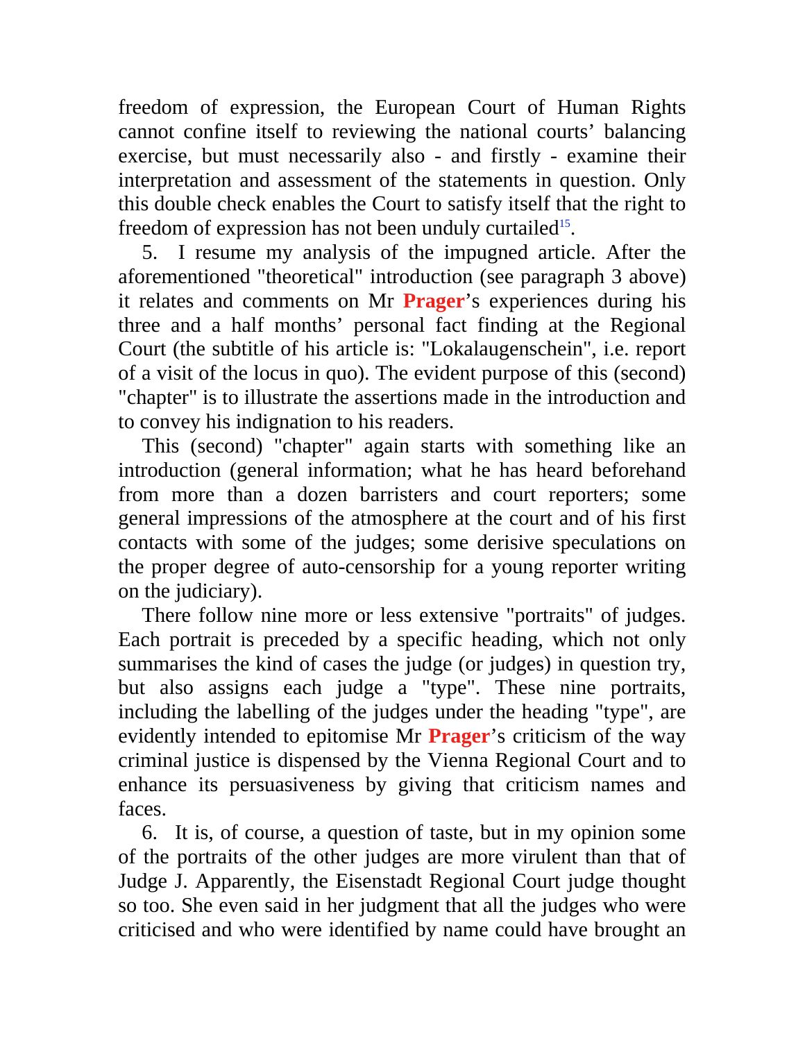freedom of expression, the European Court of Human Rights cannot confine itself to reviewing the national courts' balancing exercise, but must necessarily also - and firstly - examine their interpretation and assessment of the statements in question. Only this double check enables the Court to satisfy itself that the right to freedom of expression has not been unduly curtailed[15].

5. I resume my analysis of the impugned article. After the aforementioned "theoretical" introduction (see paragraph 3 above) it relates and comments on Mr **Prager**'s experiences during his three and a half months' personal fact finding at the Regional Court (the subtitle of his article is: "Lokalaugenschein", i.e. report of a visit of the locus in quo). The evident purpose of this (second) "chapter" is to illustrate the assertions made in the introduction and to convey his indignation to his readers.

This (second) "chapter" again starts with something like an introduction (general information; what he has heard beforehand from more than a dozen barristers and court reporters; some general impressions of the atmosphere at the court and of his first contacts with some of the judges; some derisive speculations on the proper degree of auto-censorship for a young reporter writing on the judiciary).

There follow nine more or less extensive "portraits" of judges. Each portrait is preceded by a specific heading, which not only summarises the kind of cases the judge (or judges) in question try, but also assigns each judge a "type". These nine portraits, including the labelling of the judges under the heading "type", are evidently intended to epitomise Mr **Prager**'s criticism of the way criminal justice is dispensed by the Vienna Regional Court and to enhance its persuasiveness by giving that criticism names and faces.

6. It is, of course, a question of taste, but in my opinion some of the portraits of the other judges are more virulent than that of Judge J. Apparently, the Eisenstadt Regional Court judge thought so too. She even said in her judgment that all the judges who were criticised and who were identified by name could have brought an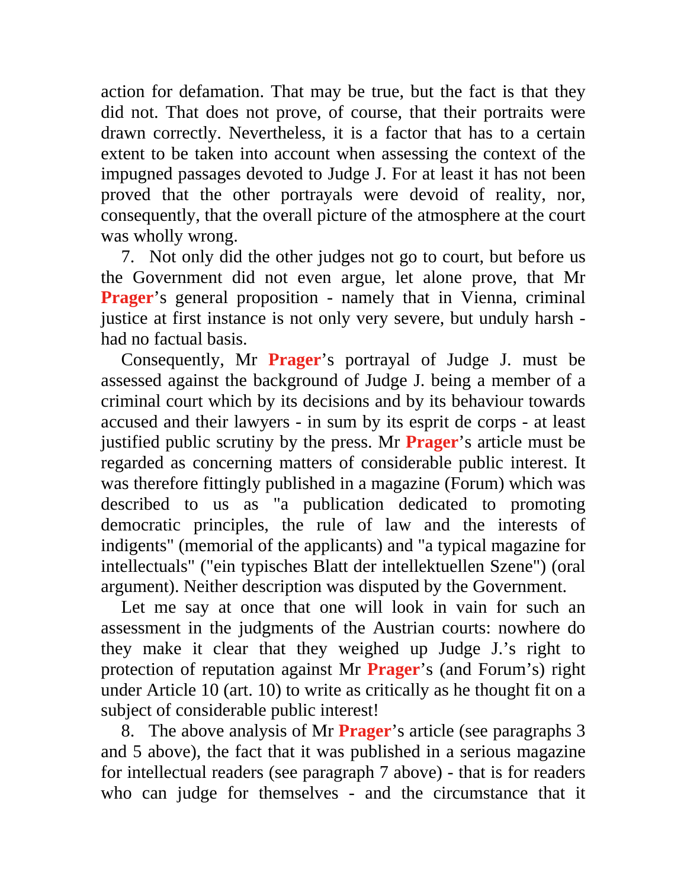action for defamation. That may be true, but the fact is that they did not. That does not prove, of course, that their portraits were drawn correctly. Nevertheless, it is a factor that has to a certain extent to be taken into account when assessing the context of the impugned passages devoted to Judge J. For at least it has not been proved that the other portrayals were devoid of reality, nor, consequently, that the overall picture of the atmosphere at the court was wholly wrong.

7. Not only did the other judges not go to court, but before us the Government did not even argue, let alone prove, that Mr **Prager**'s general proposition - namely that in Vienna, criminal justice at first instance is not only very severe, but unduly harsh - had no factual basis.

Consequently, Mr **Prager**'s portrayal of Judge J. must be assessed against the background of Judge J. being a member of a criminal court which by its decisions and by its behaviour towards accused and their lawyers - in sum by its esprit de corps - at least justified public scrutiny by the press. Mr **Prager**'s article must be regarded as concerning matters of considerable public interest. It was therefore fittingly published in a magazine (Forum) which was described to us as "a publication dedicated to promoting democratic principles, the rule of law and the interests of indigents" (memorial of the applicants) and "a typical magazine for intellectuals" ("ein typisches Blatt der intellektuellen Szene") (oral argument). Neither description was disputed by the Government.

Let me say at once that one will look in vain for such an assessment in the judgments of the Austrian courts: nowhere do they make it clear that they weighed up Judge J.'s right to protection of reputation against Mr **Prager**'s (and Forum's) right under Article 10 (art. 10) to write as critically as he thought fit on a subject of considerable public interest!

8. The above analysis of Mr **Prager**'s article (see paragraphs 3 and 5 above), the fact that it was published in a serious magazine for intellectual readers (see paragraph 7 above) - that is for readers who can judge for themselves - and the circumstance that it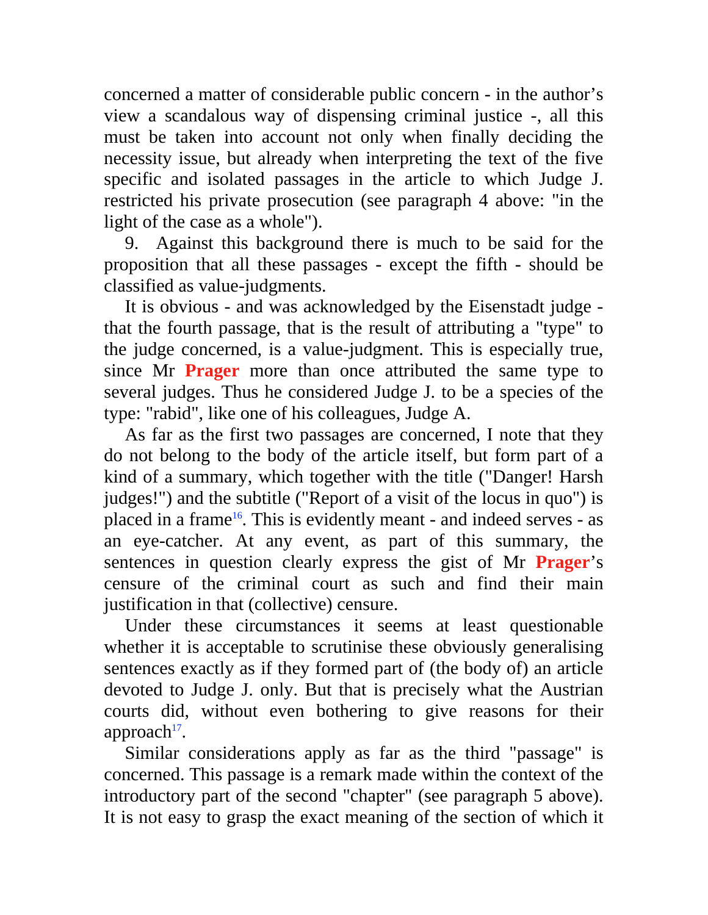concerned a matter of considerable public concern - in the author's view a scandalous way of dispensing criminal justice -, all this must be taken into account not only when finally deciding the necessity issue, but already when interpreting the text of the five specific and isolated passages in the article to which Judge J. restricted his private prosecution (see paragraph 4 above: "in the light of the case as a whole").

9. Against this background there is much to be said for the proposition that all these passages - except the fifth - should be classified as value-judgments.

It is obvious - and was acknowledged by the Eisenstadt judge - that the fourth passage, that is the result of attributing a "type" to the judge concerned, is a value-judgment. This is especially true, since Mr **Prager** more than once attributed the same type to several judges. Thus he considered Judge J. to be a species of the type: "rabid", like one of his colleagues, Judge A.

As far as the first two passages are concerned, I note that they do not belong to the body of the article itself, but form part of a kind of a summary, which together with the title ("Danger! Harsh judges!") and the subtitle ("Report of a visit of the locus in quo") is placed in a frame[16]. This is evidently meant - and indeed serves - as an eye-catcher. At any event, as part of this summary, the sentences in question clearly express the gist of Mr **Prager**'s censure of the criminal court as such and find their main justification in that (collective) censure.

Under these circumstances it seems at least questionable whether it is acceptable to scrutinise these obviously generalising sentences exactly as if they formed part of (the body of) an article devoted to Judge J. only. But that is precisely what the Austrian courts did, without even bothering to give reasons for their approach[17].

Similar considerations apply as far as the third "passage" is concerned. This passage is a remark made within the context of the introductory part of the second "chapter" (see paragraph 5 above). It is not easy to grasp the exact meaning of the section of which it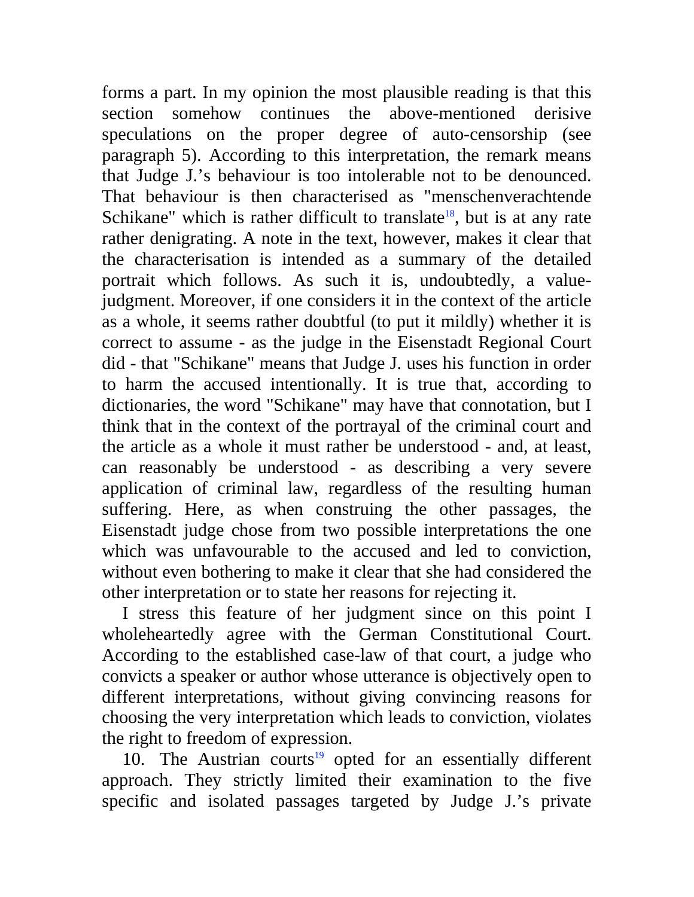forms a part. In my opinion the most plausible reading is that this section somehow continues the above-mentioned derisive speculations on the proper degree of auto-censorship (see paragraph 5). According to this interpretation, the remark means that Judge J.'s behaviour is too intolerable not to be denounced. That behaviour is then characterised as "menschenverachtende Schikane" which is rather difficult to translate[18], but is at any rate rather denigrating. A note in the text, however, makes it clear that the characterisation is intended as a summary of the detailed portrait which follows. As such it is, undoubtedly, a value-judgment. Moreover, if one considers it in the context of the article as a whole, it seems rather doubtful (to put it mildly) whether it is correct to assume - as the judge in the Eisenstadt Regional Court did - that "Schikane" means that Judge J. uses his function in order to harm the accused intentionally. It is true that, according to dictionaries, the word "Schikane" may have that connotation, but I think that in the context of the portrayal of the criminal court and the article as a whole it must rather be understood - and, at least, can reasonably be understood - as describing a very severe application of criminal law, regardless of the resulting human suffering. Here, as when construing the other passages, the Eisenstadt judge chose from two possible interpretations the one which was unfavourable to the accused and led to conviction, without even bothering to make it clear that she had considered the other interpretation or to state her reasons for rejecting it.

I stress this feature of her judgment since on this point I wholeheartedly agree with the German Constitutional Court. According to the established case-law of that court, a judge who convicts a speaker or author whose utterance is objectively open to different interpretations, without giving convincing reasons for choosing the very interpretation which leads to conviction, violates the right to freedom of expression.

10. The Austrian courts[19] opted for an essentially different approach. They strictly limited their examination to the five specific and isolated passages targeted by Judge J.'s private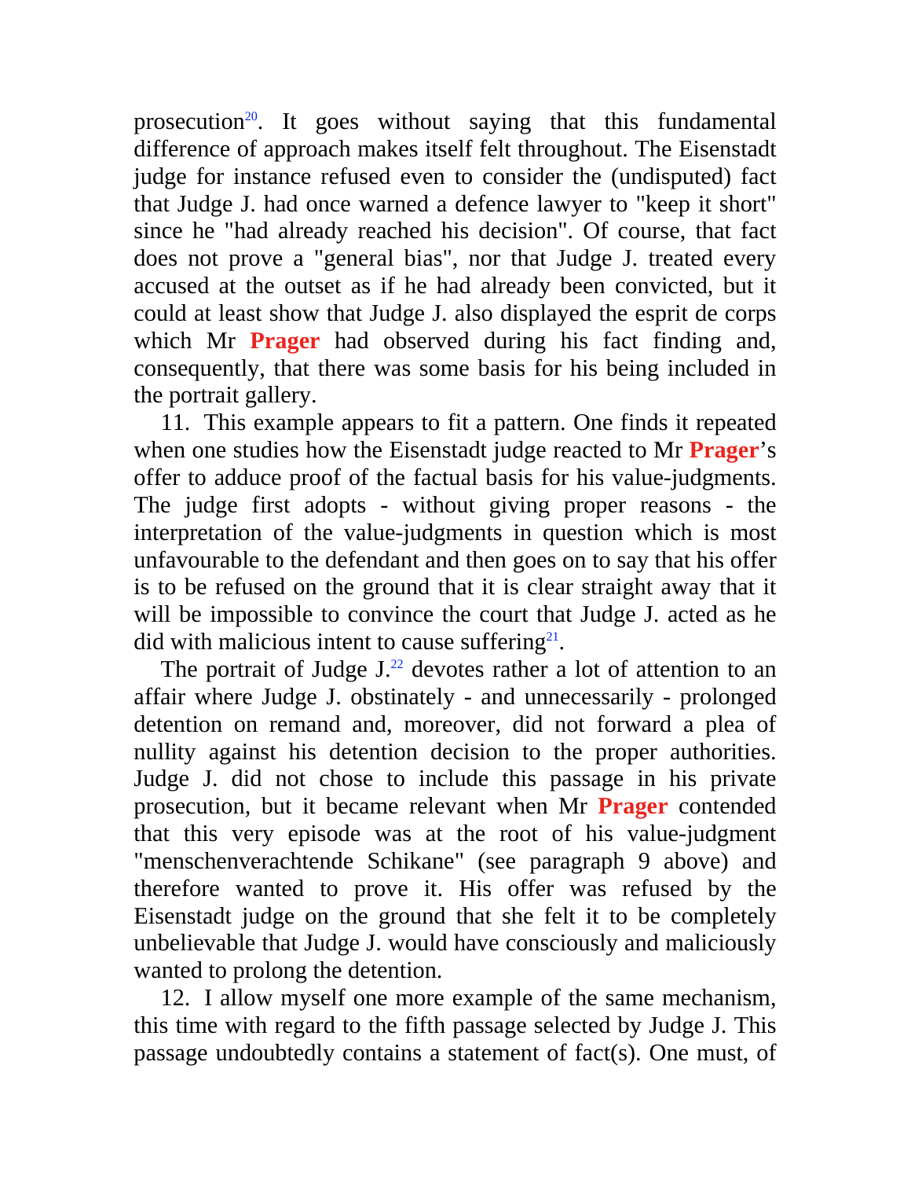prosecution[20]. It goes without saying that this fundamental difference of approach makes itself felt throughout. The Eisenstadt judge for instance refused even to consider the (undisputed) fact that Judge J. had once warned a defence lawyer to "keep it short" since he "had already reached his decision". Of course, that fact does not prove a "general bias", nor that Judge J. treated every accused at the outset as if he had already been convicted, but it could at least show that Judge J. also displayed the esprit de corps which Mr **Prager** had observed during his fact finding and, consequently, that there was some basis for his being included in the portrait gallery.

11. This example appears to fit a pattern. One finds it repeated when one studies how the Eisenstadt judge reacted to Mr **Prager**'s offer to adduce proof of the factual basis for his value-judgments. The judge first adopts - without giving proper reasons - the interpretation of the value-judgments in question which is most unfavourable to the defendant and then goes on to say that his offer is to be refused on the ground that it is clear straight away that it will be impossible to convince the court that Judge J. acted as he did with malicious intent to cause suffering[21].

The portrait of Judge J.[22] devotes rather a lot of attention to an affair where Judge J. obstinately - and unnecessarily - prolonged detention on remand and, moreover, did not forward a plea of nullity against his detention decision to the proper authorities. Judge J. did not chose to include this passage in his private prosecution, but it became relevant when Mr **Prager** contended that this very episode was at the root of his value-judgment "menschenverachtende Schikane" (see paragraph 9 above) and therefore wanted to prove it. His offer was refused by the Eisenstadt judge on the ground that she felt it to be completely unbelievable that Judge J. would have consciously and maliciously wanted to prolong the detention.

12. I allow myself one more example of the same mechanism, this time with regard to the fifth passage selected by Judge J. This passage undoubtedly contains a statement of fact(s). One must, of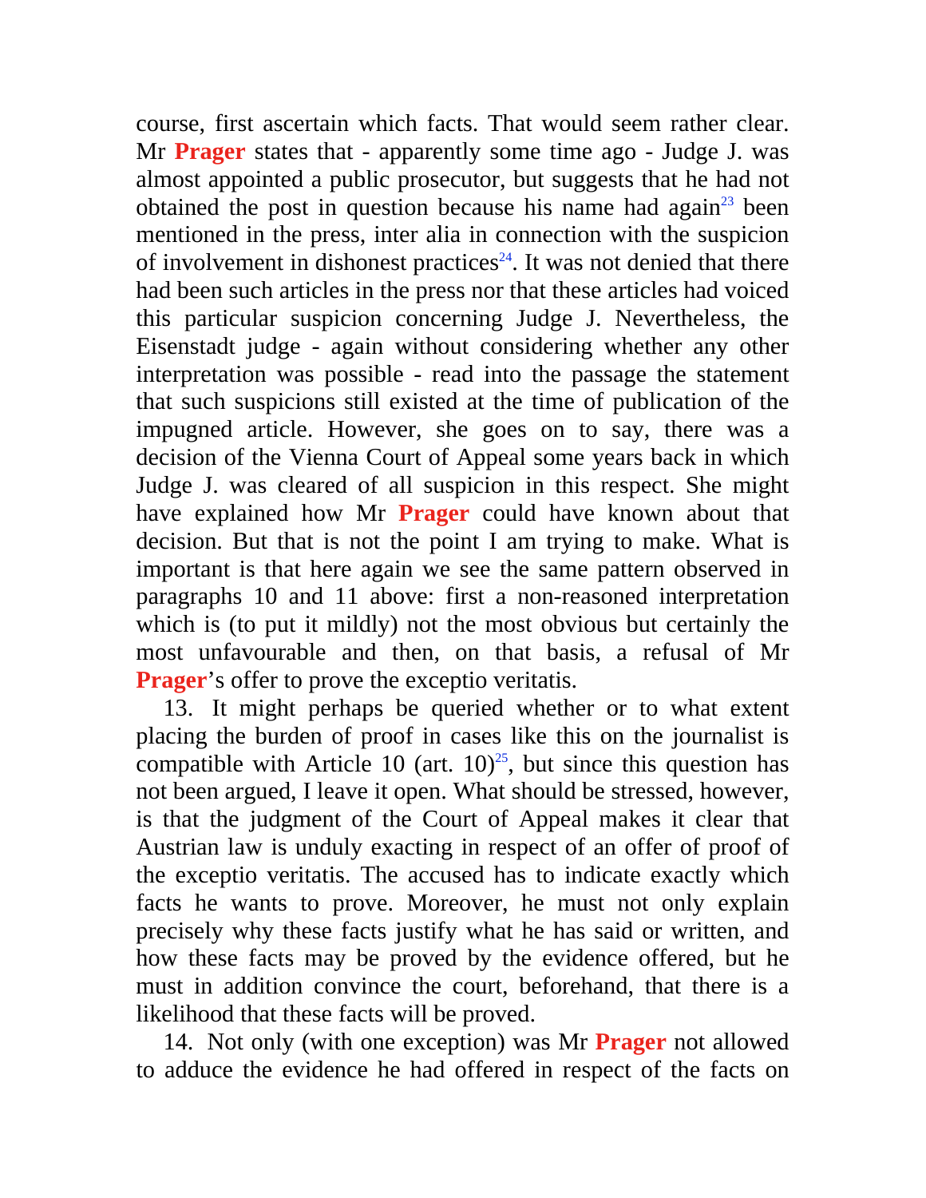course, first ascertain which facts. That would seem rather clear. Mr **Prager** states that - apparently some time ago - Judge J. was almost appointed a public prosecutor, but suggests that he had not obtained the post in question because his name had again[23] been mentioned in the press, inter alia in connection with the suspicion of involvement in dishonest practices[24]. It was not denied that there had been such articles in the press nor that these articles had voiced this particular suspicion concerning Judge J. Nevertheless, the Eisenstadt judge - again without considering whether any other interpretation was possible - read into the passage the statement that such suspicions still existed at the time of publication of the impugned article. However, she goes on to say, there was a decision of the Vienna Court of Appeal some years back in which Judge J. was cleared of all suspicion in this respect. She might have explained how Mr **Prager** could have known about that decision. But that is not the point I am trying to make. What is important is that here again we see the same pattern observed in paragraphs 10 and 11 above: first a non-reasoned interpretation which is (to put it mildly) not the most obvious but certainly the most unfavourable and then, on that basis, a refusal of Mr **Prager**'s offer to prove the exceptio veritatis.

13. It might perhaps be queried whether or to what extent placing the burden of proof in cases like this on the journalist is compatible with Article 10 (art. 10)[25], but since this question has not been argued, I leave it open. What should be stressed, however, is that the judgment of the Court of Appeal makes it clear that Austrian law is unduly exacting in respect of an offer of proof of the exceptio veritatis. The accused has to indicate exactly which facts he wants to prove. Moreover, he must not only explain precisely why these facts justify what he has said or written, and how these facts may be proved by the evidence offered, but he must in addition convince the court, beforehand, that there is a likelihood that these facts will be proved.

14. Not only (with one exception) was Mr **Prager** not allowed to adduce the evidence he had offered in respect of the facts on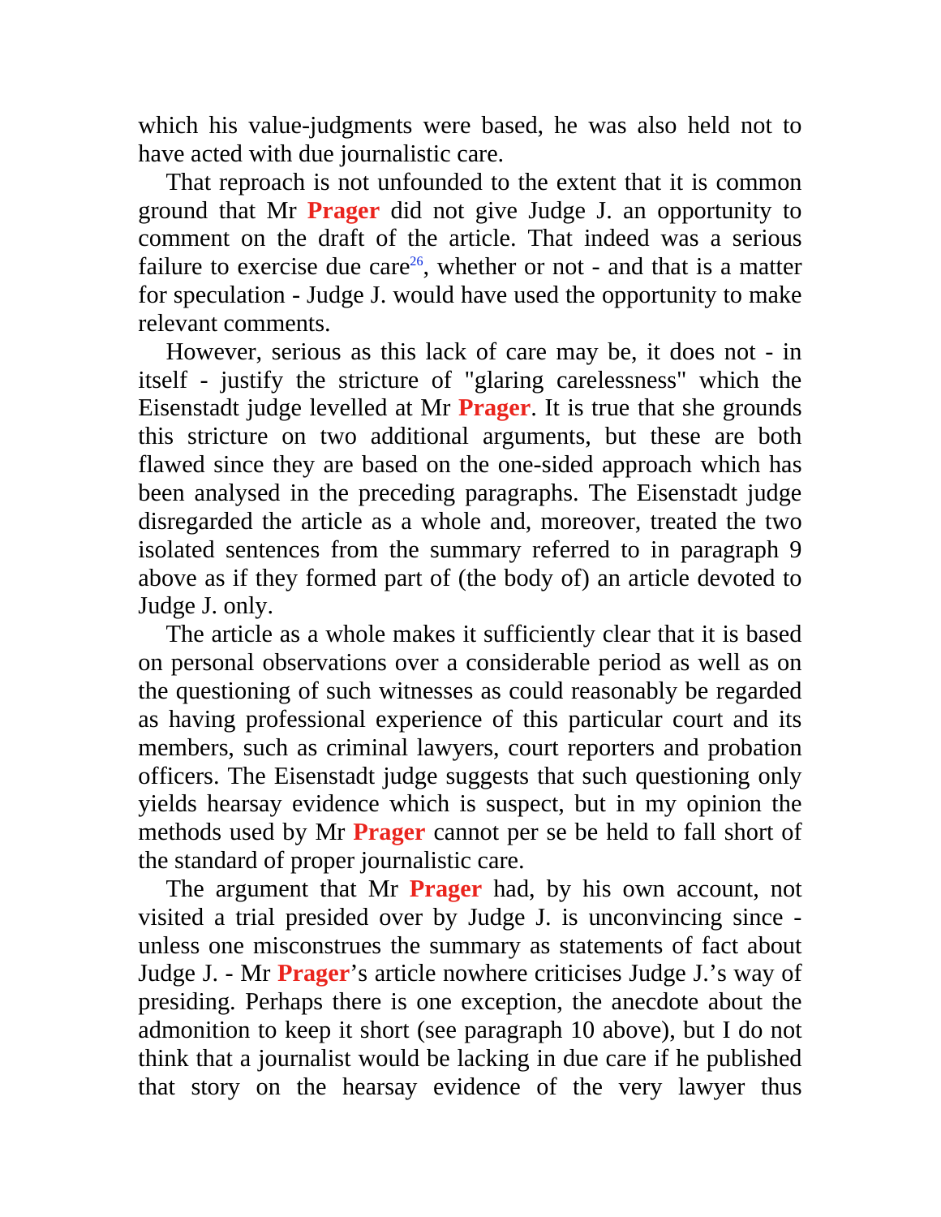which his value-judgments were based, he was also held not to have acted with due journalistic care.

That reproach is not unfounded to the extent that it is common ground that Mr **Prager** did not give Judge J. an opportunity to comment on the draft of the article. That indeed was a serious failure to exercise due care[26], whether or not - and that is a matter for speculation - Judge J. would have used the opportunity to make relevant comments.

However, serious as this lack of care may be, it does not - in itself - justify the stricture of "glaring carelessness" which the Eisenstadt judge levelled at Mr **Prager**. It is true that she grounds this stricture on two additional arguments, but these are both flawed since they are based on the one-sided approach which has been analysed in the preceding paragraphs. The Eisenstadt judge disregarded the article as a whole and, moreover, treated the two isolated sentences from the summary referred to in paragraph 9 above as if they formed part of (the body of) an article devoted to Judge J. only.

The article as a whole makes it sufficiently clear that it is based on personal observations over a considerable period as well as on the questioning of such witnesses as could reasonably be regarded as having professional experience of this particular court and its members, such as criminal lawyers, court reporters and probation officers. The Eisenstadt judge suggests that such questioning only yields hearsay evidence which is suspect, but in my opinion the methods used by Mr **Prager** cannot per se be held to fall short of the standard of proper journalistic care.

The argument that Mr **Prager** had, by his own account, not visited a trial presided over by Judge J. is unconvincing since - unless one misconstrues the summary as statements of fact about Judge J. - Mr **Prager**'s article nowhere criticises Judge J.'s way of presiding. Perhaps there is one exception, the anecdote about the admonition to keep it short (see paragraph 10 above), but I do not think that a journalist would be lacking in due care if he published that story on the hearsay evidence of the very lawyer thus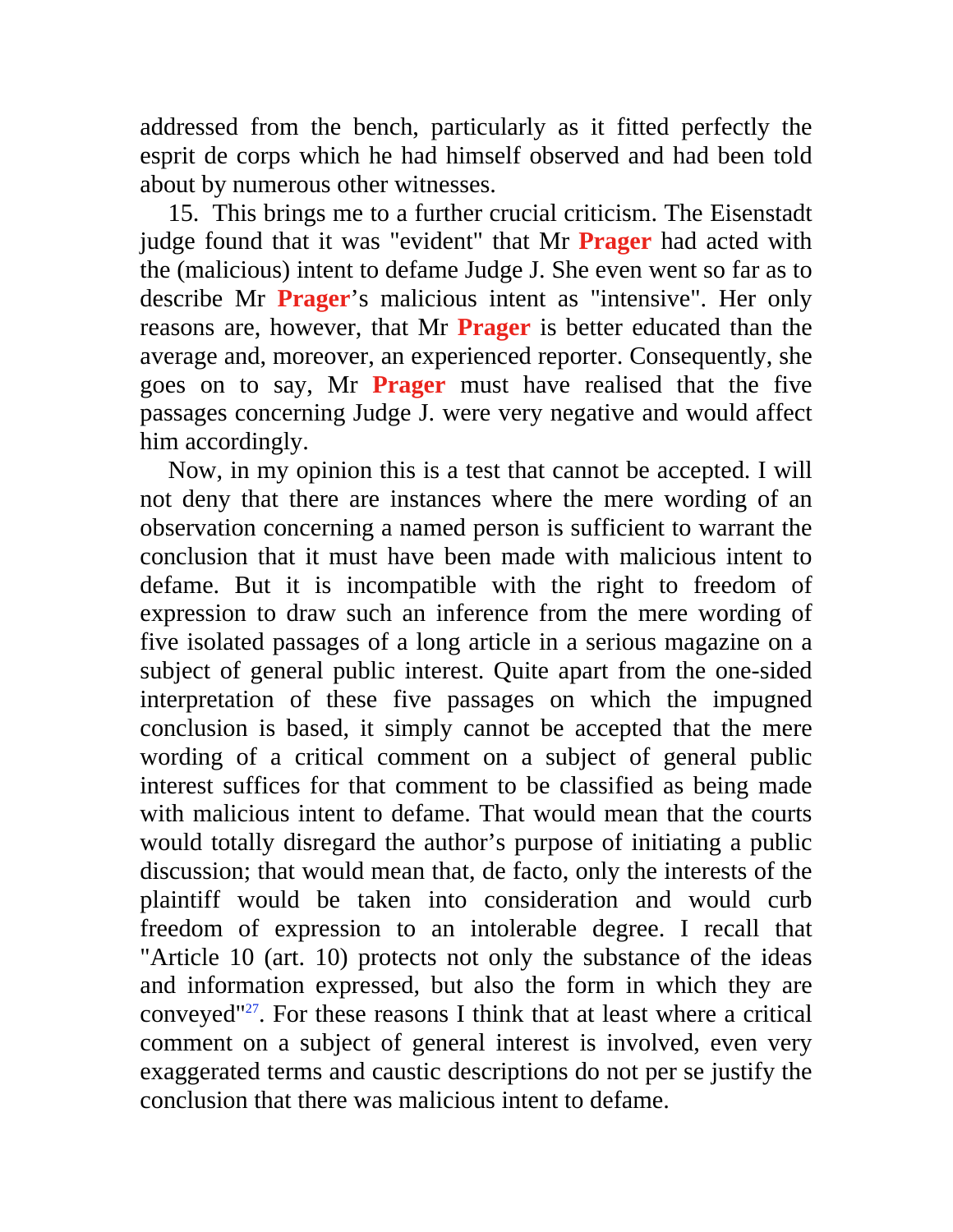addressed from the bench, particularly as it fitted perfectly the esprit de corps which he had himself observed and had been told about by numerous other witnesses.

15. This brings me to a further crucial criticism. The Eisenstadt judge found that it was "evident" that Mr **Prager** had acted with the (malicious) intent to defame Judge J. She even went so far as to describe Mr **Prager**'s malicious intent as "intensive". Her only reasons are, however, that Mr **Prager** is better educated than the average and, moreover, an experienced reporter. Consequently, she goes on to say, Mr **Prager** must have realised that the five passages concerning Judge J. were very negative and would affect him accordingly.

Now, in my opinion this is a test that cannot be accepted. I will not deny that there are instances where the mere wording of an observation concerning a named person is sufficient to warrant the conclusion that it must have been made with malicious intent to defame. But it is incompatible with the right to freedom of expression to draw such an inference from the mere wording of five isolated passages of a long article in a serious magazine on a subject of general public interest. Quite apart from the one-sided interpretation of these five passages on which the impugned conclusion is based, it simply cannot be accepted that the mere wording of a critical comment on a subject of general public interest suffices for that comment to be classified as being made with malicious intent to defame. That would mean that the courts would totally disregard the author's purpose of initiating a public discussion; that would mean that, de facto, only the interests of the plaintiff would be taken into consideration and would curb freedom of expression to an intolerable degree. I recall that "Article 10 (art. 10) protects not only the substance of the ideas and information expressed, but also the form in which they are conveyed"[27]. For these reasons I think that at least where a critical comment on a subject of general interest is involved, even very exaggerated terms and caustic descriptions do not per se justify the conclusion that there was malicious intent to defame.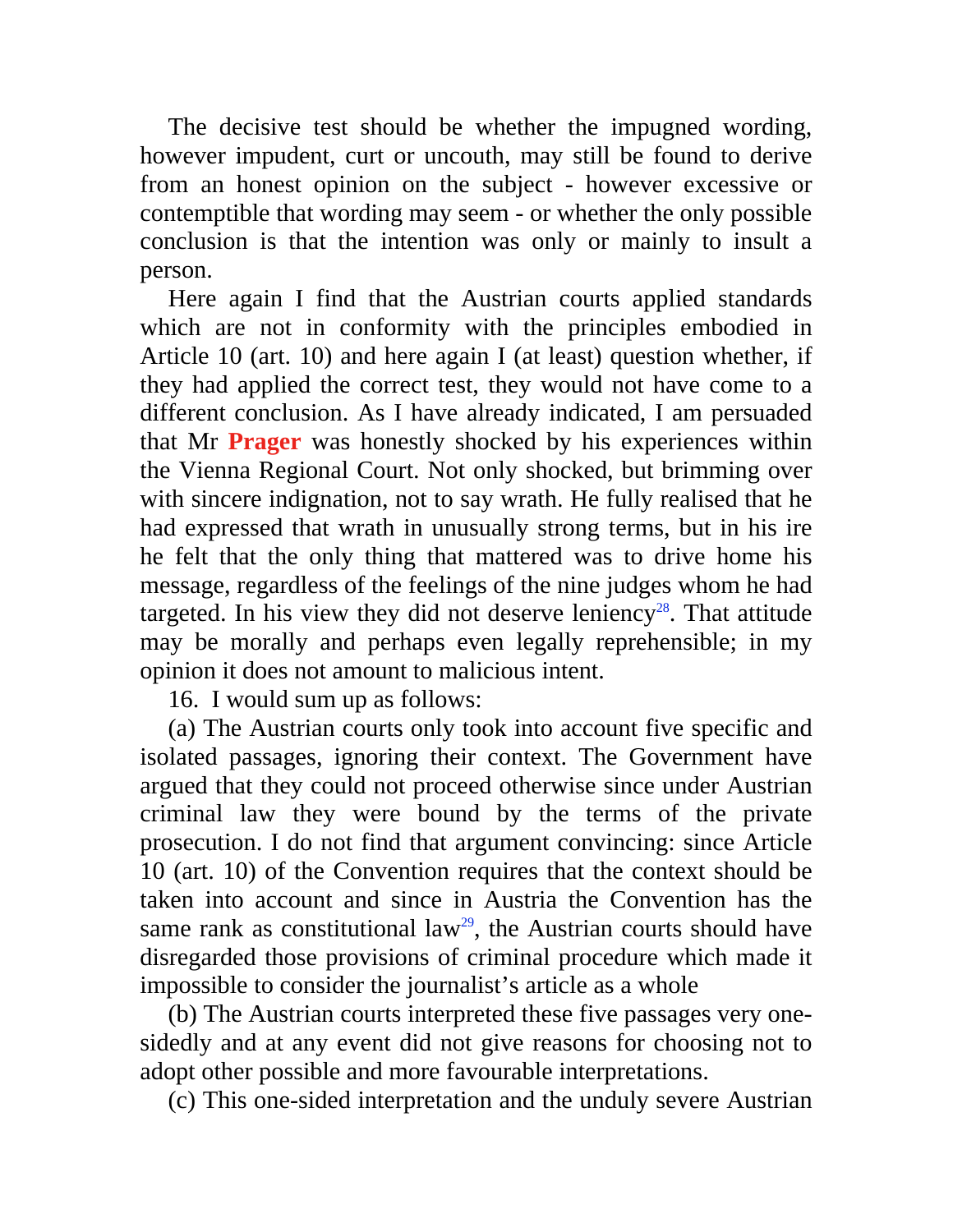The decisive test should be whether the impugned wording, however impudent, curt or uncouth, may still be found to derive from an honest opinion on the subject - however excessive or contemptible that wording may seem - or whether the only possible conclusion is that the intention was only or mainly to insult a person.

Here again I find that the Austrian courts applied standards which are not in conformity with the principles embodied in Article 10 (art. 10) and here again I (at least) question whether, if they had applied the correct test, they would not have come to a different conclusion. As I have already indicated, I am persuaded that Mr **Prager** was honestly shocked by his experiences within the Vienna Regional Court. Not only shocked, but brimming over with sincere indignation, not to say wrath. He fully realised that he had expressed that wrath in unusually strong terms, but in his ire he felt that the only thing that mattered was to drive home his message, regardless of the feelings of the nine judges whom he had targeted. In his view they did not deserve leniency[28]. That attitude may be morally and perhaps even legally reprehensible; in my opinion it does not amount to malicious intent.

16. I would sum up as follows:

(a) The Austrian courts only took into account five specific and isolated passages, ignoring their context. The Government have argued that they could not proceed otherwise since under Austrian criminal law they were bound by the terms of the private prosecution. I do not find that argument convincing: since Article 10 (art. 10) of the Convention requires that the context should be taken into account and since in Austria the Convention has the same rank as constitutional law[29], the Austrian courts should have disregarded those provisions of criminal procedure which made it impossible to consider the journalist's article as a whole

(b) The Austrian courts interpreted these five passages very one-sidedly and at any event did not give reasons for choosing not to adopt other possible and more favourable interpretations.

(c) This one-sided interpretation and the unduly severe Austrian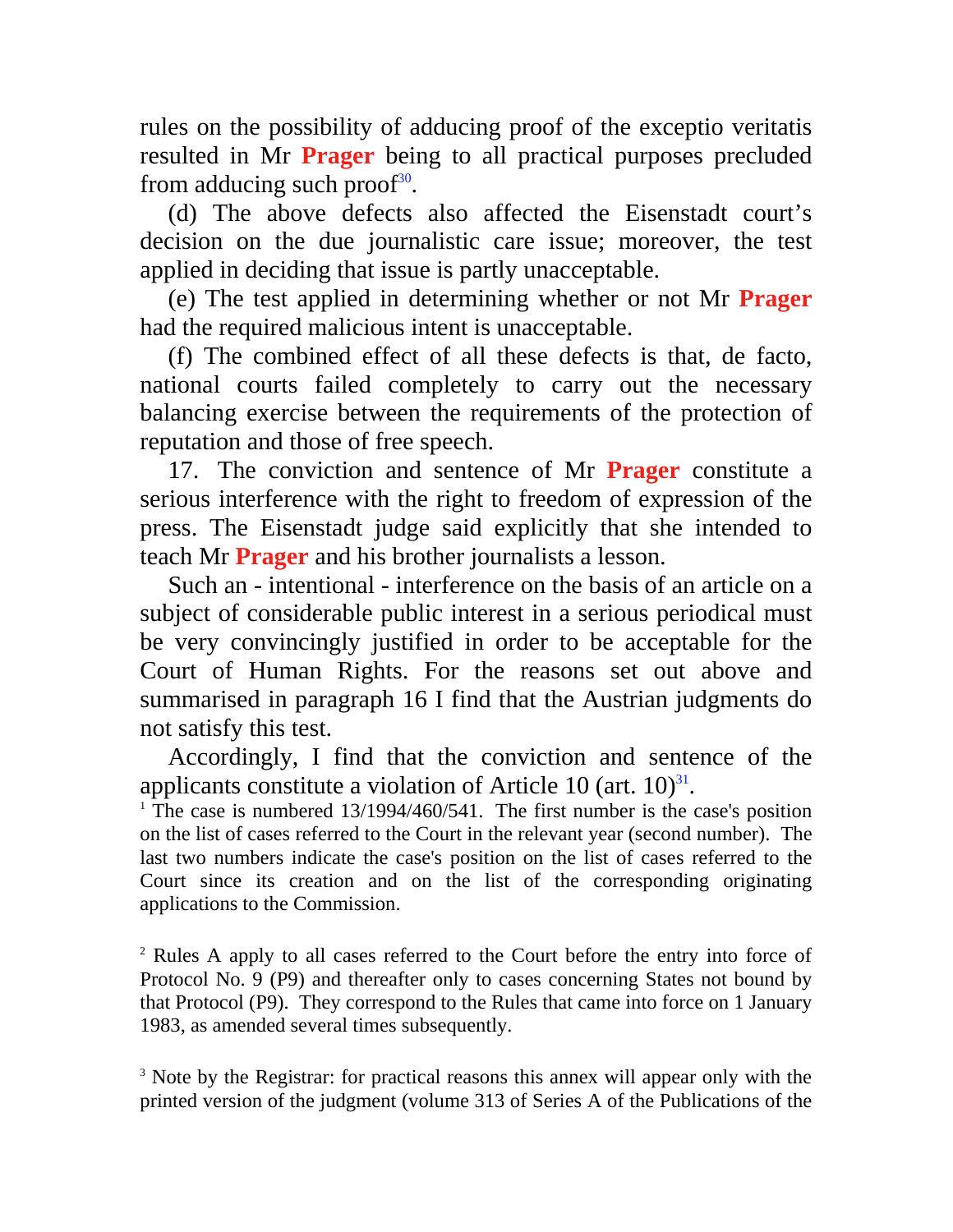rules on the possibility of adducing proof of the exceptio veritatis resulted in Mr **Prager** being to all practical purposes precluded from adducing such proof[30].

(d) The above defects also affected the Eisenstadt court's decision on the due journalistic care issue; moreover, the test applied in deciding that issue is partly unacceptable.

(e) The test applied in determining whether or not Mr **Prager** had the required malicious intent is unacceptable.

(f) The combined effect of all these defects is that, de facto, national courts failed completely to carry out the necessary balancing exercise between the requirements of the protection of reputation and those of free speech.

17. The conviction and sentence of Mr **Prager** constitute a serious interference with the right to freedom of expression of the press. The Eisenstadt judge said explicitly that she intended to teach Mr **Prager** and his brother journalists a lesson.

Such an - intentional - interference on the basis of an article on a subject of considerable public interest in a serious periodical must be very convincingly justified in order to be acceptable for the Court of Human Rights. For the reasons set out above and summarised in paragraph 16 I find that the Austrian judgments do not satisfy this test.

Accordingly, I find that the conviction and sentence of the applicants constitute a violation of Article 10 (art. 10)[31].

[1] The case is numbered 13/1994/460/541. The first number is the case's position on the list of cases referred to the Court in the relevant year (second number). The last two numbers indicate the case's position on the list of cases referred to the Court since its creation and on the list of the corresponding originating applications to the Commission.

[2] Rules A apply to all cases referred to the Court before the entry into force of Protocol No. 9 (P9) and thereafter only to cases concerning States not bound by that Protocol (P9). They correspond to the Rules that came into force on 1 January 1983, as amended several times subsequently.

[3] Note by the Registrar: for practical reasons this annex will appear only with the printed version of the judgment (volume 313 of Series A of the Publications of the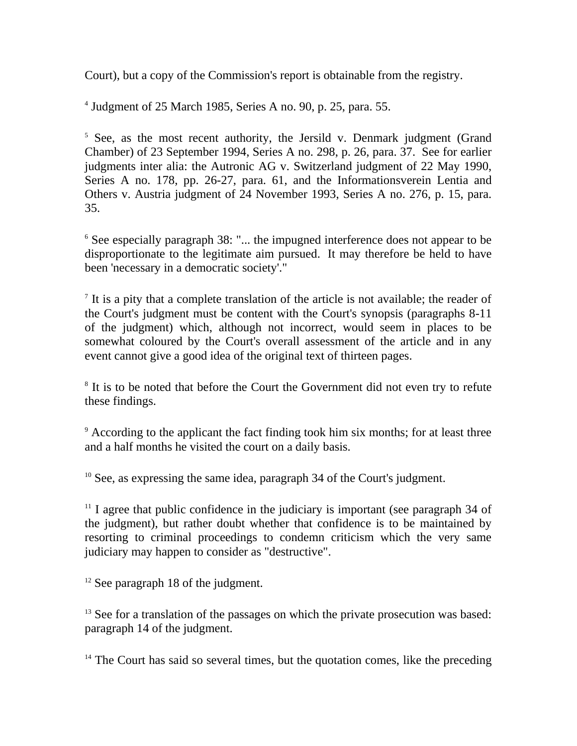Court), but a copy of the Commission's report is obtainable from the registry.

[4] Judgment of 25 March 1985, Series A no. 90, p. 25, para. 55.

[5] See, as the most recent authority, the Jersild v. Denmark judgment (Grand Chamber) of 23 September 1994, Series A no. 298, p. 26, para. 37. See for earlier judgments inter alia: the Autronic AG v. Switzerland judgment of 22 May 1990, Series A no. 178, pp. 26-27, para. 61, and the Informationsverein Lentia and Others v. Austria judgment of 24 November 1993, Series A no. 276, p. 15, para. 35.

[6] See especially paragraph 38: "... the impugned interference does not appear to be disproportionate to the legitimate aim pursued. It may therefore be held to have been 'necessary in a democratic society'."

[7] It is a pity that a complete translation of the article is not available; the reader of the Court's judgment must be content with the Court's synopsis (paragraphs 8-11 of the judgment) which, although not incorrect, would seem in places to be somewhat coloured by the Court's overall assessment of the article and in any event cannot give a good idea of the original text of thirteen pages.

[8] It is to be noted that before the Court the Government did not even try to refute these findings.

[9] According to the applicant the fact finding took him six months; for at least three and a half months he visited the court on a daily basis.

[10] See, as expressing the same idea, paragraph 34 of the Court's judgment.

[11] I agree that public confidence in the judiciary is important (see paragraph 34 of the judgment), but rather doubt whether that confidence is to be maintained by resorting to criminal proceedings to condemn criticism which the very same judiciary may happen to consider as "destructive".

[12] See paragraph 18 of the judgment.

[13] See for a translation of the passages on which the private prosecution was based: paragraph 14 of the judgment.

[14] The Court has said so several times, but the quotation comes, like the preceding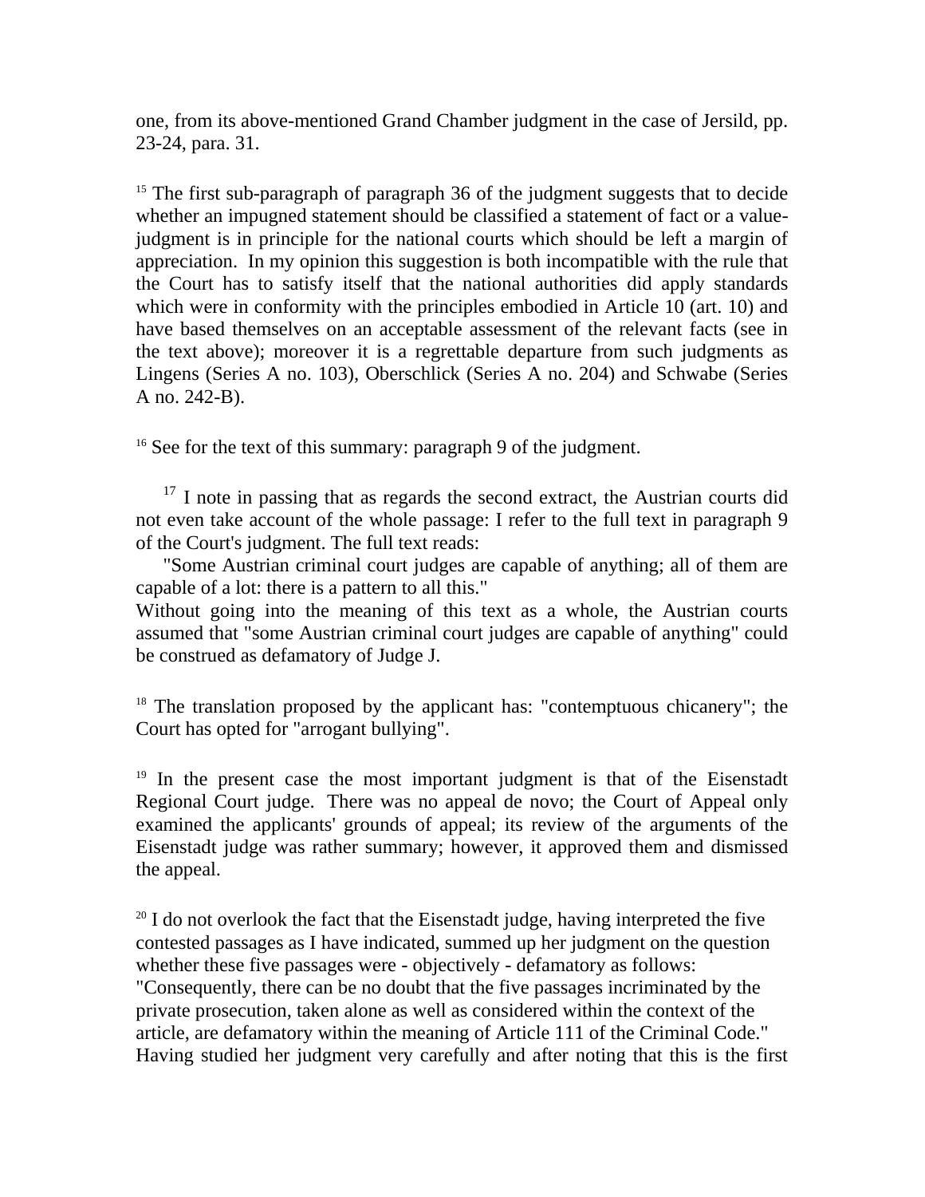one, from its above-mentioned Grand Chamber judgment in the case of Jersild, pp. 23-24, para. 31.

[15] The first sub-paragraph of paragraph 36 of the judgment suggests that to decide whether an impugned statement should be classified a statement of fact or a value-judgment is in principle for the national courts which should be left a margin of appreciation. In my opinion this suggestion is both incompatible with the rule that the Court has to satisfy itself that the national authorities did apply standards which were in conformity with the principles embodied in Article 10 (art. 10) and have based themselves on an acceptable assessment of the relevant facts (see in the text above); moreover it is a regrettable departure from such judgments as Lingens (Series A no. 103), Oberschlick (Series A no. 204) and Schwabe (Series A no. 242-B).

[16] See for the text of this summary: paragraph 9 of the judgment.

[17] I note in passing that as regards the second extract, the Austrian courts did not even take account of the whole passage: I refer to the full text in paragraph 9 of the Court's judgment. The full text reads:

"Some Austrian criminal court judges are capable of anything; all of them are capable of a lot: there is a pattern to all this."

Without going into the meaning of this text as a whole, the Austrian courts assumed that "some Austrian criminal court judges are capable of anything" could be construed as defamatory of Judge J.

[18] The translation proposed by the applicant has: "contemptuous chicanery"; the Court has opted for "arrogant bullying".

[19] In the present case the most important judgment is that of the Eisenstadt Regional Court judge. There was no appeal de novo; the Court of Appeal only examined the applicants' grounds of appeal; its review of the arguments of the Eisenstadt judge was rather summary; however, it approved them and dismissed the appeal.

[20] I do not overlook the fact that the Eisenstadt judge, having interpreted the five contested passages as I have indicated, summed up her judgment on the question whether these five passages were - objectively - defamatory as follows:

"Consequently, there can be no doubt that the five passages incriminated by the private prosecution, taken alone as well as considered within the context of the article, are defamatory within the meaning of Article 111 of the Criminal Code."

Having studied her judgment very carefully and after noting that this is the first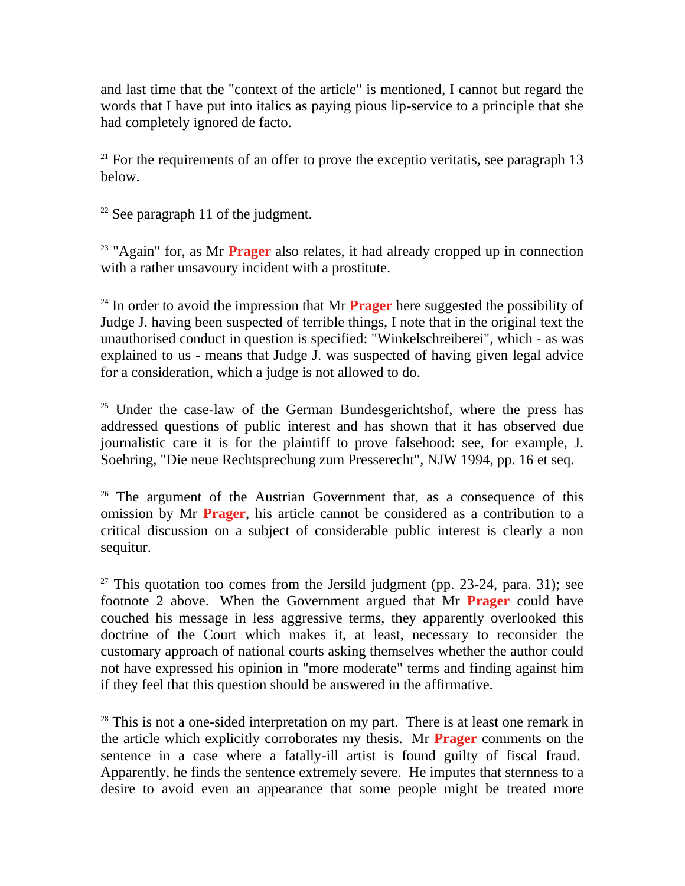and last time that the "context of the article" is mentioned, I cannot but regard the words that I have put into italics as paying pious lip-service to a principle that she had completely ignored de facto.

[21] For the requirements of an offer to prove the exceptio veritatis, see paragraph 13 below.

[22] See paragraph 11 of the judgment.

[23] "Again" for, as Mr **Prager** also relates, it had already cropped up in connection with a rather unsavoury incident with a prostitute.

[24] In order to avoid the impression that Mr **Prager** here suggested the possibility of Judge J. having been suspected of terrible things, I note that in the original text the unauthorised conduct in question is specified: "Winkelschreiberei", which - as was explained to us - means that Judge J. was suspected of having given legal advice for a consideration, which a judge is not allowed to do.

[25] Under the case-law of the German Bundesgerichtshof, where the press has addressed questions of public interest and has shown that it has observed due journalistic care it is for the plaintiff to prove falsehood: see, for example, J. Soehring, "Die neue Rechtsprechung zum Presserecht", NJW 1994, pp. 16 et seq.

[26] The argument of the Austrian Government that, as a consequence of this omission by Mr **Prager**, his article cannot be considered as a contribution to a critical discussion on a subject of considerable public interest is clearly a non sequitur.

[27] This quotation too comes from the Jersild judgment (pp. 23-24, para. 31); see footnote 2 above. When the Government argued that Mr **Prager** could have couched his message in less aggressive terms, they apparently overlooked this doctrine of the Court which makes it, at least, necessary to reconsider the customary approach of national courts asking themselves whether the author could not have expressed his opinion in "more moderate" terms and finding against him if they feel that this question should be answered in the affirmative.

[28] This is not a one-sided interpretation on my part. There is at least one remark in the article which explicitly corroborates my thesis. Mr **Prager** comments on the sentence in a case where a fatally-ill artist is found guilty of fiscal fraud. Apparently, he finds the sentence extremely severe. He imputes that sternness to a desire to avoid even an appearance that some people might be treated more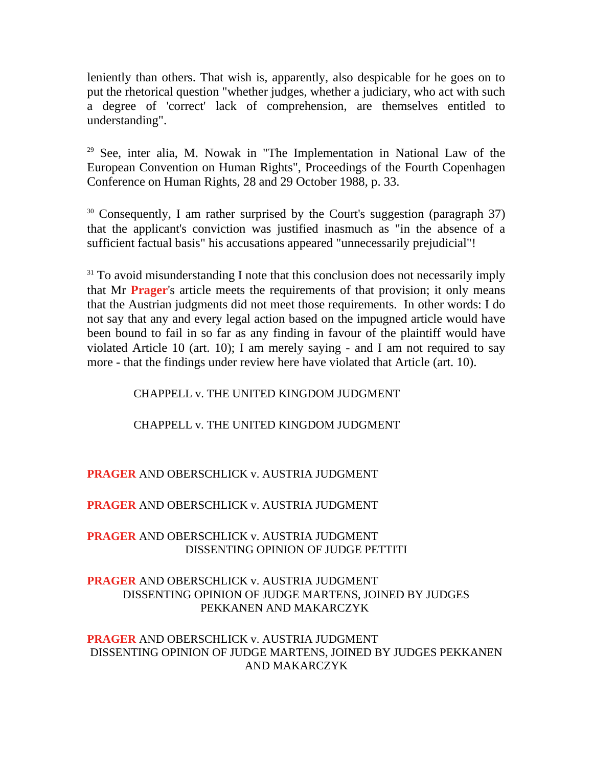leniently than others. That wish is, apparently, also despicable for he goes on to put the rhetorical question "whether judges, whether a judiciary, who act with such a degree of 'correct' lack of comprehension, are themselves entitled to understanding".

[29] See, inter alia, M. Nowak in "The Implementation in National Law of the European Convention on Human Rights", Proceedings of the Fourth Copenhagen Conference on Human Rights, 28 and 29 October 1988, p. 33.

[30] Consequently, I am rather surprised by the Court's suggestion (paragraph 37) that the applicant's conviction was justified inasmuch as "in the absence of a sufficient factual basis" his accusations appeared "unnecessarily prejudicial"!

[31] To avoid misunderstanding I note that this conclusion does not necessarily imply that Mr **Prager**'s article meets the requirements of that provision; it only means that the Austrian judgments did not meet those requirements. In other words: I do not say that any and every legal action based on the impugned article would have been bound to fail in so far as any finding in favour of the plaintiff would have violated Article 10 (art. 10); I am merely saying - and I am not required to say more - that the findings under review here have violated that Article (art. 10).